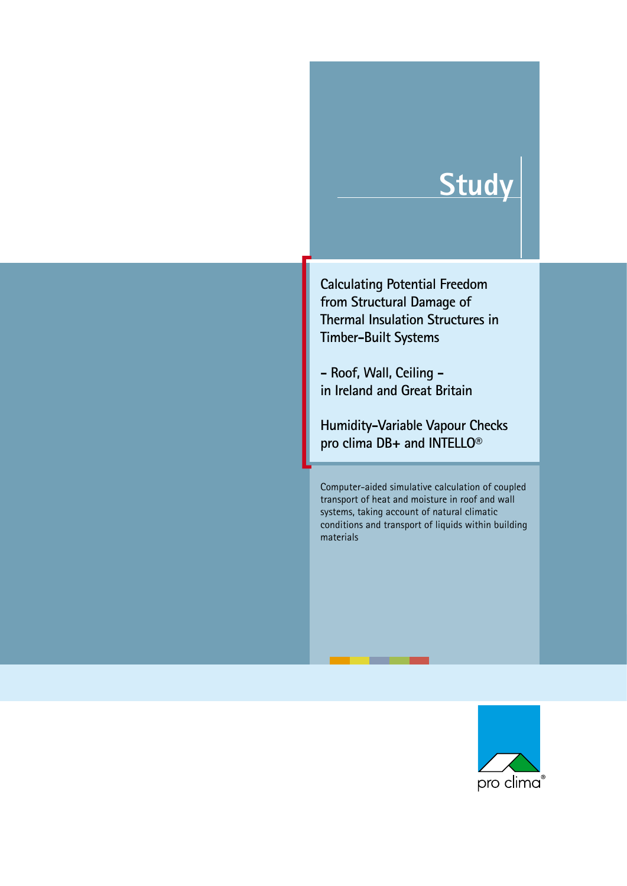# Study

## Calculating Potential Freedom from Structural Damage of Thermal Insulation Structures in Timber-Built Systems

## – Roof, Wall, Ceiling – in Ireland and Great Britain

## Humidity-Variable Vapour Checks pro clima DB+ and INTELLO®

Computer-aided simulative calculation of coupled transport of heat and moisture in roof and wall systems, taking account of natural climatic conditions and transport of liquids within building materials

pro clima®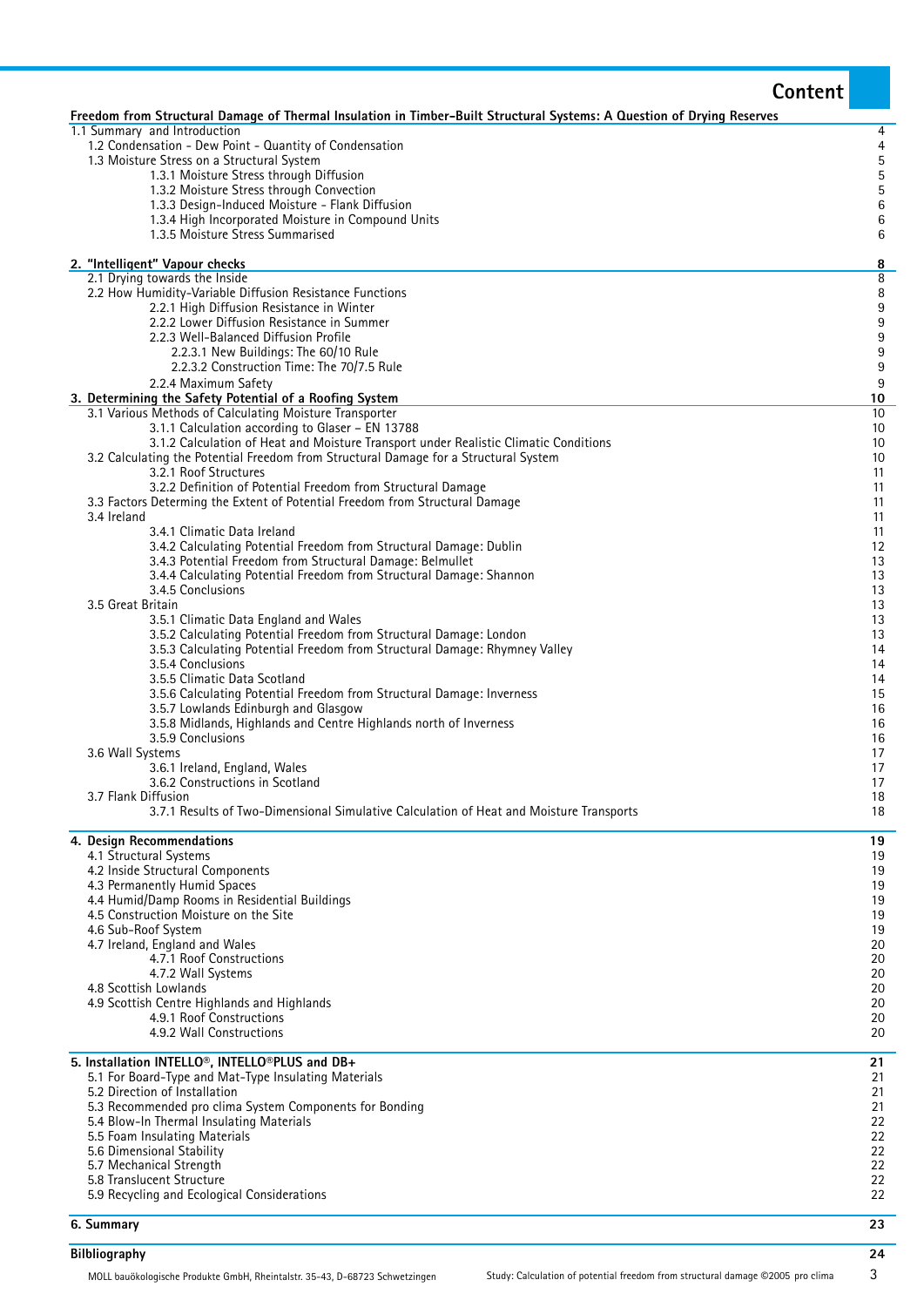# Content

| Freedom from Structural Damage of Thermal Insulation in Timber-Built Structural Systems: A Question of Drying Reserves | |
|---|---|
| 1.1 Summary and Introduction | 4 |
| 1.2 Condensation - Dew Point - Quantity of Condensation | 4 |
| 1.3 Moisture Stress on a Structural System | 5 |
| 1.3.1 Moisture Stress through Diffusion | 5 |
| 1.3.2 Moisture Stress through Convection | 5 |
| 1.3.3 Design-Induced Moisture - Flank Diffusion | 6 |
| 1.3.4 High Incorporated Moisture in Compound Units | 6 |
| 1.3.5 Moisture Stress Summarised | 6 |
| **2. "Intelligent" Vapour checks** | **8** |
| 2.1 Drying towards the Inside | 8 |
| 2.2 How Humidity-Variable Diffusion Resistance Functions | 8 |
| 2.2.1 High Diffusion Resistance in Winter | 9 |
| 2.2.2 Lower Diffusion Resistance in Summer | 9 |
| 2.2.3 Well-Balanced Diffusion Profile | 9 |
| 2.2.3.1 New Buildings: The 60/10 Rule | 9 |
| 2.2.3.2 Construction Time: The 70/7.5 Rule | 9 |
| 2.2.4 Maximum Safety | 9 |
| **3. Determining the Safety Potential of a Roofing System** | **10** |
| 3.1 Various Methods of Calculating Moisture Transporter | 10 |
| 3.1.1 Calculation according to Glaser – EN 13788 | 10 |
| 3.1.2 Calculation of Heat and Moisture Transport under Realistic Climatic Conditions | 10 |
| 3.2 Calculating the Potential Freedom from Structural Damage for a Structural System | 10 |
| 3.2.1 Roof Structures | 11 |
| 3.2.2 Definition of Potential Freedom from Structural Damage | 11 |
| 3.3 Factors Determing the Extent of Potential Freedom from Structural Damage | 11 |
| 3.4 Ireland | 11 |
| 3.4.1 Climatic Data Ireland | 11 |
| 3.4.2 Calculating Potential Freedom from Structural Damage: Dublin | 12 |
| 3.4.3 Potential Freedom from Structural Damage: Belmullet | 13 |
| 3.4.4 Calculating Potential Freedom from Structural Damage: Shannon | 13 |
| 3.4.5 Conclusions | 13 |
| 3.5 Great Britain | 13 |
| 3.5.1 Climatic Data England and Wales | 13 |
| 3.5.2 Calculating Potential Freedom from Structural Damage: London | 13 |
| 3.5.3 Calculating Potential Freedom from Structural Damage: Rhymney Valley | 14 |
| 3.5.4 Conclusions | 14 |
| 3.5.5 Climatic Data Scotland | 14 |
| 3.5.6 Calculating Potential Freedom from Structural Damage: Inverness | 15 |
| 3.5.7 Lowlands Edinburgh and Glasgow | 16 |
| 3.5.8 Midlands, Highlands and Centre Highlands north of Inverness | 16 |
| 3.5.9 Conclusions | 16 |
| 3.6 Wall Systems | 17 |
| 3.6.1 Ireland, England, Wales | 17 |
| 3.6.2 Constructions in Scotland | 17 |
| 3.7 Flank Diffusion | 18 |
| 3.7.1 Results of Two-Dimensional Simulative Calculation of Heat and Moisture Transports | 18 |
| **4. Design Recommendations** | **19** |
| 4.1 Structural Systems | 19 |
| 4.2 Inside Structural Components | 19 |
| 4.3 Permanently Humid Spaces | 19 |
| 4.4 Humid/Damp Rooms in Residential Buildings | 19 |
| 4.5 Construction Moisture on the Site | 19 |
| 4.6 Sub-Roof System | 19 |
| 4.7 Ireland, England and Wales | 20 |
| 4.7.1 Roof Constructions | 20 |
| 4.7.2 Wall Systems | 20 |
| 4.8 Scottish Lowlands | 20 |
| 4.9 Scottish Centre Highlands and Highlands | 20 |
| 4.9.1 Roof Constructions | 20 |
| 4.9.2 Wall Constructions | 20 |
| **5. Installation INTELLO®, INTELLO®PLUS and DB+** | **21** |
| 5.1 For Board-Type and Mat-Type Insulating Materials | 21 |
| 5.2 Direction of Installation | 21 |
| 5.3 Recommended pro clima System Components for Bonding | 21 |
| 5.4 Blow-In Thermal Insulating Materials | 22 |
| 5.5 Foam Insulating Materials | 22 |
| 5.6 Dimensional Stability | 22 |
| 5.7 Mechanical Strength | 22 |
| 5.8 Translucent Structure | 22 |
| 5.9 Recycling and Ecological Considerations | 22 |
| **6. Summary** | **23** |
| **Bilbliography** | **24** |

MOLL bauökologische Produkte GmbH, Rheintalstr. 35-43, D-68723 Schwetzingen — Study: Calculation of potential freedom from structural damage ©2005 pro clima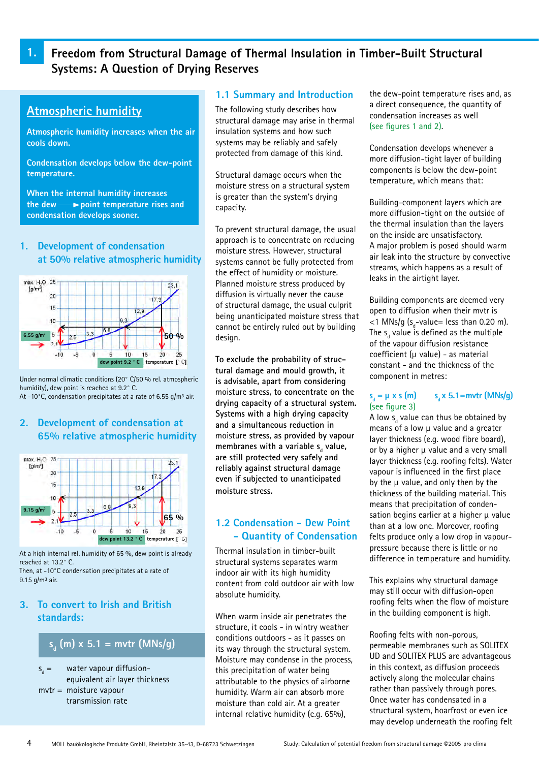# 1. Freedom from Structural Damage of Thermal Insulation in Timber-Built Structural Systems: A Question of Drying Reserves

## Atmospheric humidity

**Atmospheric humidity increases when the air cools down.**

**Condensation develops below the dew-point temperature.**

**When the internal humidity increases the dew ⟶ point temperature rises and condensation develops sooner.**

### 1. Development of condensation at 50% relative atmospheric humidity

Under normal climatic conditions (20° C/50 % rel. atmospheric humidity), dew point is reached at 9.2° C.
At -10°C, condensation precipitates at a rate of 6.55 g/m³ air.

### 2. Development of condensation at 65% relative atmospheric humidity

At a high internal rel. humidity of 65 %, dew point is already reached at 13.2° C.
Then, at -10°C condensation precipitates at a rate of 9.15 g/m³ air.

### 3. To convert to Irish and British standards:

$s_d$ (m) x 5.1 = mvtr (MNs/g)

$s_d$ = water vapour diffusion-equivalent air layer thickness

mvtr = moisture vapour transmission rate

## 1.1 Summary and Introduction

The following study describes how structural damage may arise in thermal insulation systems and how such systems may be reliably and safely protected from damage of this kind.

Structural damage occurs when the moisture stress on a structural system is greater than the system's drying capacity.

To prevent structural damage, the usual approach is to concentrate on reducing moisture stress. However, structural systems cannot be fully protected from the effect of humidity or moisture. Planned moisture stress produced by diffusion is virtually never the cause of structural damage, the usual culprit being unanticipated moisture stress that cannot be entirely ruled out by building design.

**To exclude the probability of structural damage and mould growth, it is advisable, apart from considering moisture stress, to concentrate on the drying capacity of a structural system. Systems with a high drying capacity and a simultaneous reduction in moisture stress, as provided by vapour membranes with a variable $s_d$ value, are still protected very safely and reliably against structural damage even if subjected to unanticipated moisture stress.**

## 1.2 Condensation – Dew Point – Quantity of Condensation

Thermal insulation in timber-built structural systems separates warm indoor air with high humidity content from cold outdoor air with low absolute humidity.

When warm inside air penetrates the structure, it cools - in wintry weather conditions outdoors - as it passes on its way through the structural system. Moisture may condense in the process, this precipitation of water being attributable to the physics of airborne humidity. Warm air can absorb more moisture than cold air. At a greater internal relative humidity (e.g. 65%), the dew-point temperature rises and, as a direct consequence, the quantity of condensation increases as well (see figures 1 and 2).

Condensation develops whenever a more diffusion-tight layer of building components is below the dew-point temperature, which means that:

Building-component layers which are more diffusion-tight on the outside of the thermal insulation than the layers on the inside are unsatisfactory.
A major problem is posed should warm air leak into the structure by convective streams, which happens as a result of leaks in the airtight layer.

Building components are deemed very open to diffusion when their mvtr is <1 MNs/g ($s_d$-value= less than 0.20 m). The $s_d$ value is defined as the multiple of the vapour diffusion resistance coefficient (µ value) - as material constant - and the thickness of the component in metres:

$s_d$ = µ x s (m) $s_d$ x 5.1=mvtr (MNs/g)
(see figure 3)

A low $s_d$ value can thus be obtained by means of a low µ value and a greater layer thickness (e.g. wood fibre board), or by a higher µ value and a very small layer thickness (e.g. roofing felts). Water vapour is influenced in the first place by the µ value, and only then by the thickness of the building material. This means that precipitation of condensation begins earlier at a higher µ value than at a low one. Moreover, roofing felts produce only a low drop in vapour-pressure because there is little or no difference in temperature and humidity.

This explains why structural damage may still occur with diffusion-open roofing felts when the flow of moisture in the building component is high.

Roofing felts with non-porous, permeable membranes such as SOLITEX UD and SOLITEX PLUS are advantageous in this context, as diffusion proceeds actively along the molecular chains rather than passively through pores. Once water has condensated in a structural system, hoarfrost or even ice may develop underneath the roofing felt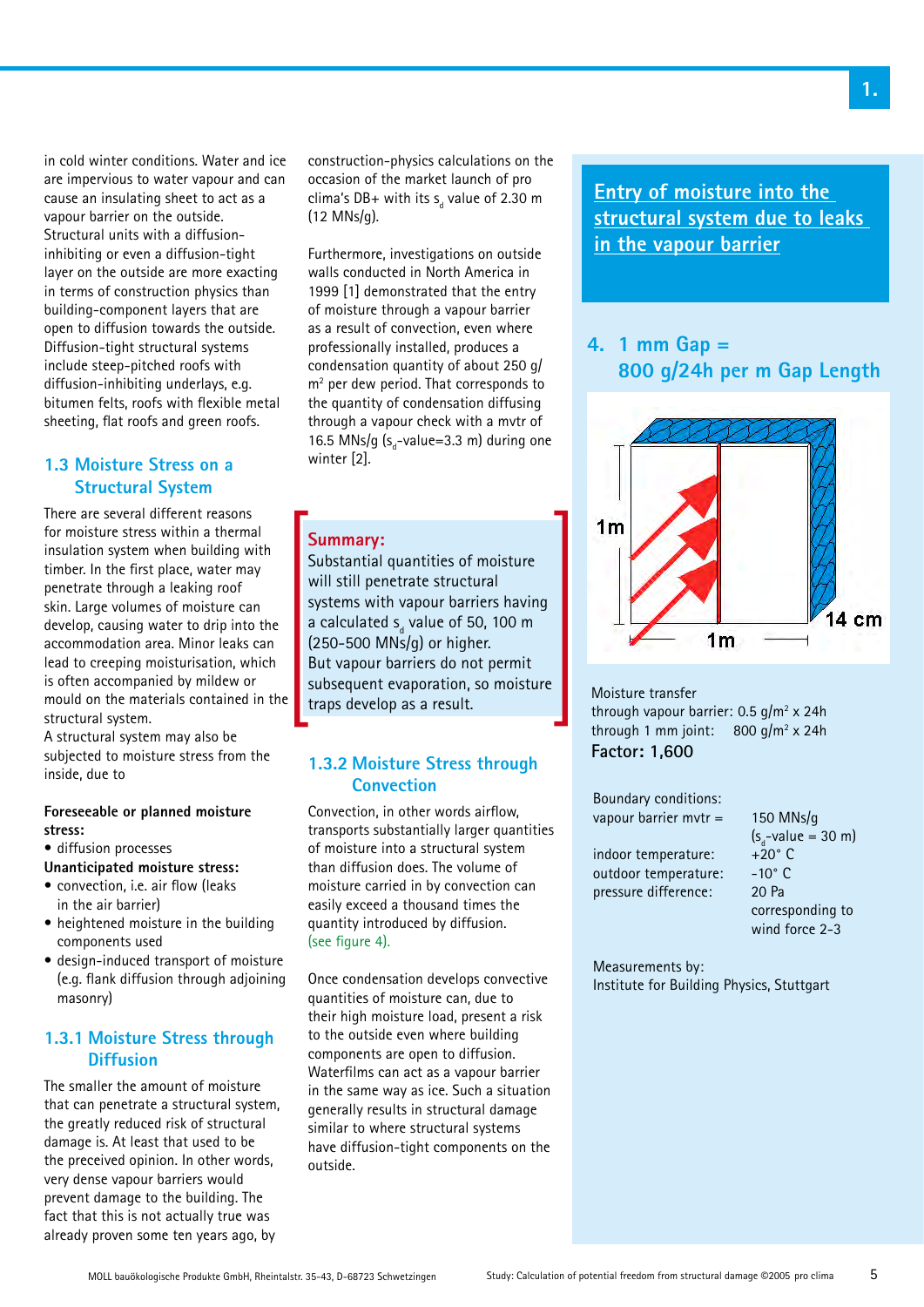in cold winter conditions. Water and ice are impervious to water vapour and can cause an insulating sheet to act as a vapour barrier on the outside. Structural units with a diffusion-inhibiting or even a diffusion-tight layer on the outside are more exacting in terms of construction physics than building-component layers that are open to diffusion towards the outside. Diffusion-tight structural systems include steep-pitched roofs with diffusion-inhibiting underlays, e.g. bitumen felts, roofs with flexible metal sheeting, flat roofs and green roofs.

## 1.3 Moisture Stress on a Structural System

There are several different reasons for moisture stress within a thermal insulation system when building with timber. In the first place, water may penetrate through a leaking roof skin. Large volumes of moisture can develop, causing water to drip into the accommodation area. Minor leaks can lead to creeping moisturisation, which is often accompanied by mildew or mould on the materials contained in the structural system.
A structural system may also be subjected to moisture stress from the inside, due to

**Foreseeable or planned moisture stress:**
- diffusion processes

**Unanticipated moisture stress:**
- convection, i.e. air flow (leaks in the air barrier)
- heightened moisture in the building components used
- design-induced transport of moisture (e.g. flank diffusion through adjoining masonry)

### 1.3.1 Moisture Stress through Diffusion

The smaller the amount of moisture that can penetrate a structural system, the greatly reduced risk of structural damage is. At least that used to be the preceived opinion. In other words, very dense vapour barriers would prevent damage to the building. The fact that this is not actually true was already proven some ten years ago, by construction-physics calculations on the occasion of the market launch of pro clima's DB+ with its $s_d$ value of 2.30 m (12 MNs/g).

Furthermore, investigations on outside walls conducted in North America in 1999 [1] demonstrated that the entry of moisture through a vapour barrier as a result of convection, even where professionally installed, produces a condensation quantity of about 250 g/m² per dew period. That corresponds to the quantity of condensation diffusing through a vapour check with a mvtr of 16.5 MNs/g ($s_d$-value=3.3 m) during one winter [2].

**Summary:**
Substantial quantities of moisture will still penetrate structural systems with vapour barriers having a calculated $s_d$ value of 50, 100 m (250-500 MNs/g) or higher.
But vapour barriers do not permit subsequent evaporation, so moisture traps develop as a result.

### 1.3.2 Moisture Stress through Convection

Convection, in other words airflow, transports substantially larger quantities of moisture into a structural system than diffusion does. The volume of moisture carried in by convection can easily exceed a thousand times the quantity introduced by diffusion. (see figure 4).

Once condensation develops convective quantities of moisture can, due to their high moisture load, present a risk to the outside even where building components are open to diffusion. Waterfilms can act as a vapour barrier in the same way as ice. Such a situation generally results in structural damage similar to where structural systems have diffusion-tight components on the outside.

## Entry of moisture into the structural system due to leaks in the vapour barrier

### 4. 1 mm Gap = 800 g/24h per m Gap Length

1m | 1m | 14 cm

Moisture transfer
through vapour barrier: 0.5 g/m² x 24h
through 1 mm joint: 800 g/m² x 24h
**Factor: 1,600**

Boundary conditions:

| | |
|---|---|
| vapour barrier mvtr = | 150 MNs/g ($s_d$-value = 30 m) |
| indoor temperature: | +20° C |
| outdoor temperature: | -10° C |
| pressure difference: | 20 Pa corresponding to wind force 2-3 |

Measurements by:
Institute for Building Physics, Stuttgart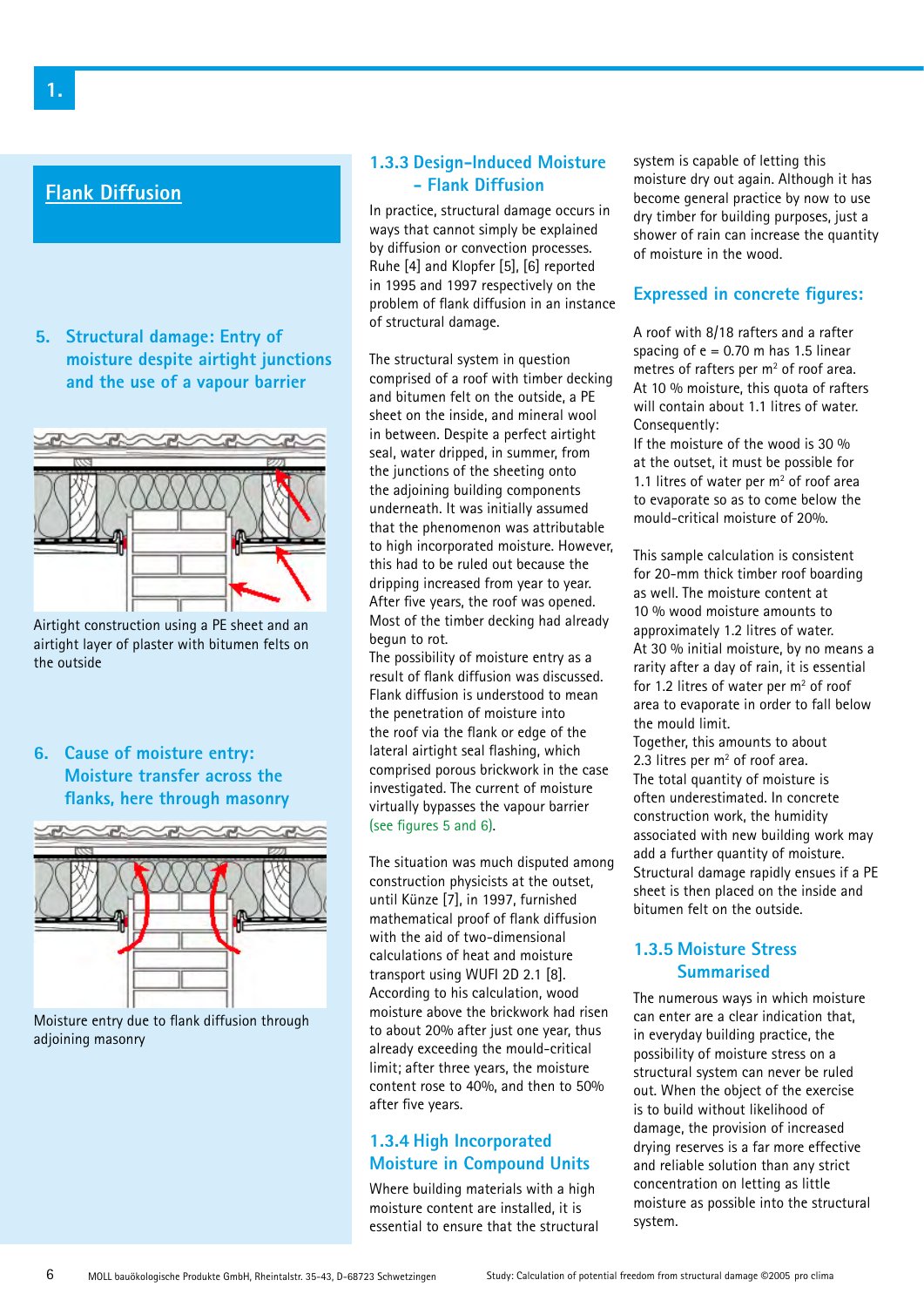## Flank Diffusion

### 5. Structural damage: Entry of moisture despite airtight junctions and the use of a vapour barrier

Airtight construction using a PE sheet and an airtight layer of plaster with bitumen felts on the outside

### 6. Cause of moisture entry: Moisture transfer across the flanks, here through masonry

Moisture entry due to flank diffusion through adjoining masonry

## 1.3.3 Design-Induced Moisture – Flank Diffusion

In practice, structural damage occurs in ways that cannot simply be explained by diffusion or convection processes. Ruhe [4] and Klopfer [5], [6] reported in 1995 and 1997 respectively on the problem of flank diffusion in an instance of structural damage.

The structural system in question comprised of a roof with timber decking and bitumen felt on the outside, a PE sheet on the inside, and mineral wool in between. Despite a perfect airtight seal, water dripped, in summer, from the junctions of the sheeting onto the adjoining building components underneath. It was initially assumed that the phenomenon was attributable to high incorporated moisture. However, this had to be ruled out because the dripping increased from year to year. After five years, the roof was opened. Most of the timber decking had already begun to rot.
The possibility of moisture entry as a result of flank diffusion was discussed. Flank diffusion is understood to mean the penetration of moisture into the roof via the flank or edge of the lateral airtight seal flashing, which comprised porous brickwork in the case investigated. The current of moisture virtually bypasses the vapour barrier (see figures 5 and 6).

The situation was much disputed among construction physicists at the outset, until Künze [7], in 1997, furnished mathematical proof of flank diffusion with the aid of two-dimensional calculations of heat and moisture transport using WUFI 2D 2.1 [8]. According to his calculation, wood moisture above the brickwork had risen to about 20% after just one year, thus already exceeding the mould-critical limit; after three years, the moisture content rose to 40%, and then to 50% after five years.

## 1.3.4 High Incorporated Moisture in Compound Units

Where building materials with a high moisture content are installed, it is essential to ensure that the structural system is capable of letting this moisture dry out again. Although it has become general practice by now to use dry timber for building purposes, just a shower of rain can increase the quantity of moisture in the wood.

### Expressed in concrete figures:

A roof with 8/18 rafters and a rafter spacing of e = 0.70 m has 1.5 linear metres of rafters per m² of roof area. At 10 % moisture, this quota of rafters will contain about 1.1 litres of water.
Consequently:
If the moisture of the wood is 30 % at the outset, it must be possible for 1.1 litres of water per m² of roof area to evaporate so as to come below the mould-critical moisture of 20%.

This sample calculation is consistent for 20-mm thick timber roof boarding as well. The moisture content at 10 % wood moisture amounts to approximately 1.2 litres of water.
At 30 % initial moisture, by no means a rarity after a day of rain, it is essential for 1.2 litres of water per m² of roof area to evaporate in order to fall below the mould limit.
Together, this amounts to about 2.3 litres per m² of roof area.
The total quantity of moisture is often underestimated. In concrete construction work, the humidity associated with new building work may add a further quantity of moisture. Structural damage rapidly ensues if a PE sheet is then placed on the inside and bitumen felt on the outside.

## 1.3.5 Moisture Stress Summarised

The numerous ways in which moisture can enter are a clear indication that, in everyday building practice, the possibility of moisture stress on a structural system can never be ruled out. When the object of the exercise is to build without likelihood of damage, the provision of increased drying reserves is a far more effective and reliable solution than any strict concentration on letting as little moisture as possible into the structural system.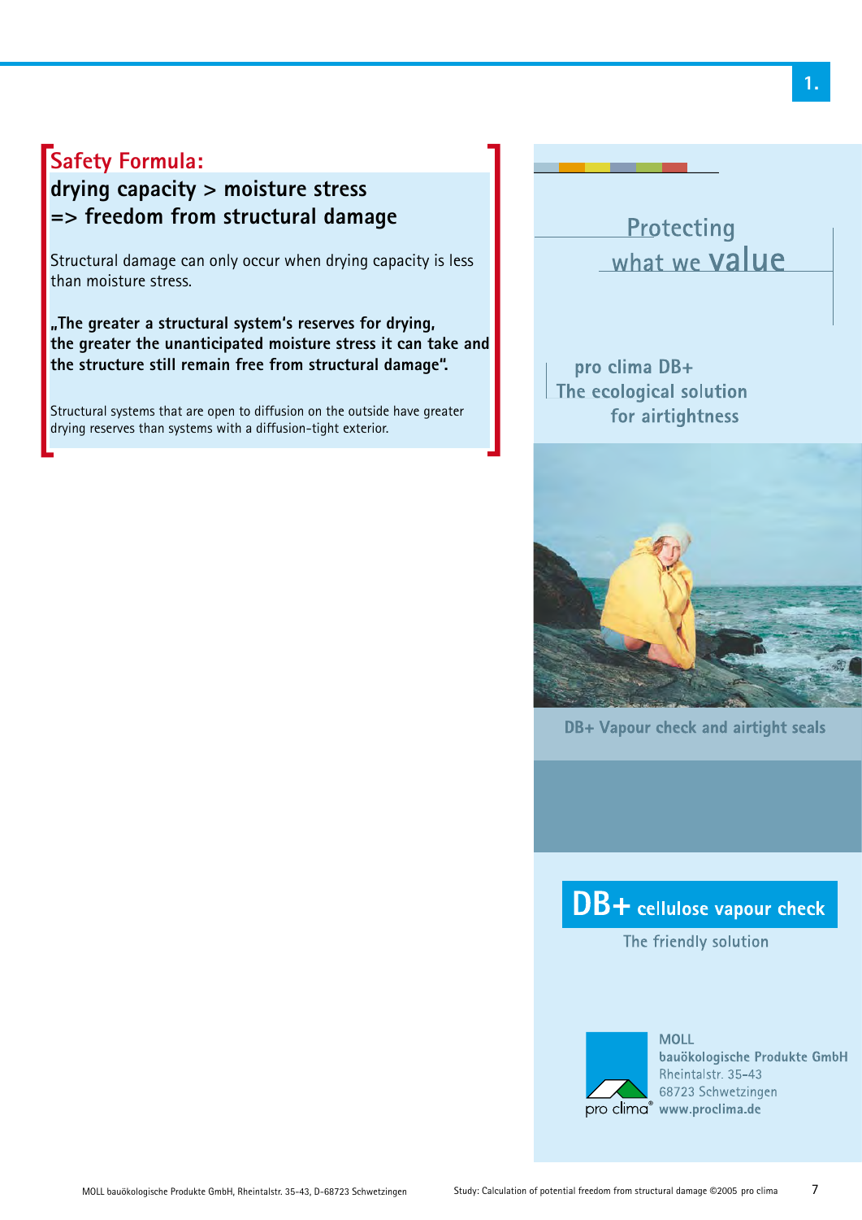## Safety Formula:

**drying capacity > moisture stress**
**=> freedom from structural damage**

Structural damage can only occur when drying capacity is less than moisture stress.

**„The greater a structural system's reserves for drying, the greater the unanticipated moisture stress it can take and the structure still remain free from structural damage".**

Structural systems that are open to diffusion on the outside have greater drying reserves than systems with a diffusion-tight exterior.

Protecting what we value

pro clima DB+
The ecological solution
for airtightness

DB+ Vapour check and airtight seals

**DB+ cellulose vapour check**

The friendly solution

pro clima®

MOLL
bauökologische Produkte GmbH
Rheintalstr. 35-43
68723 Schwetzingen
www.proclima.de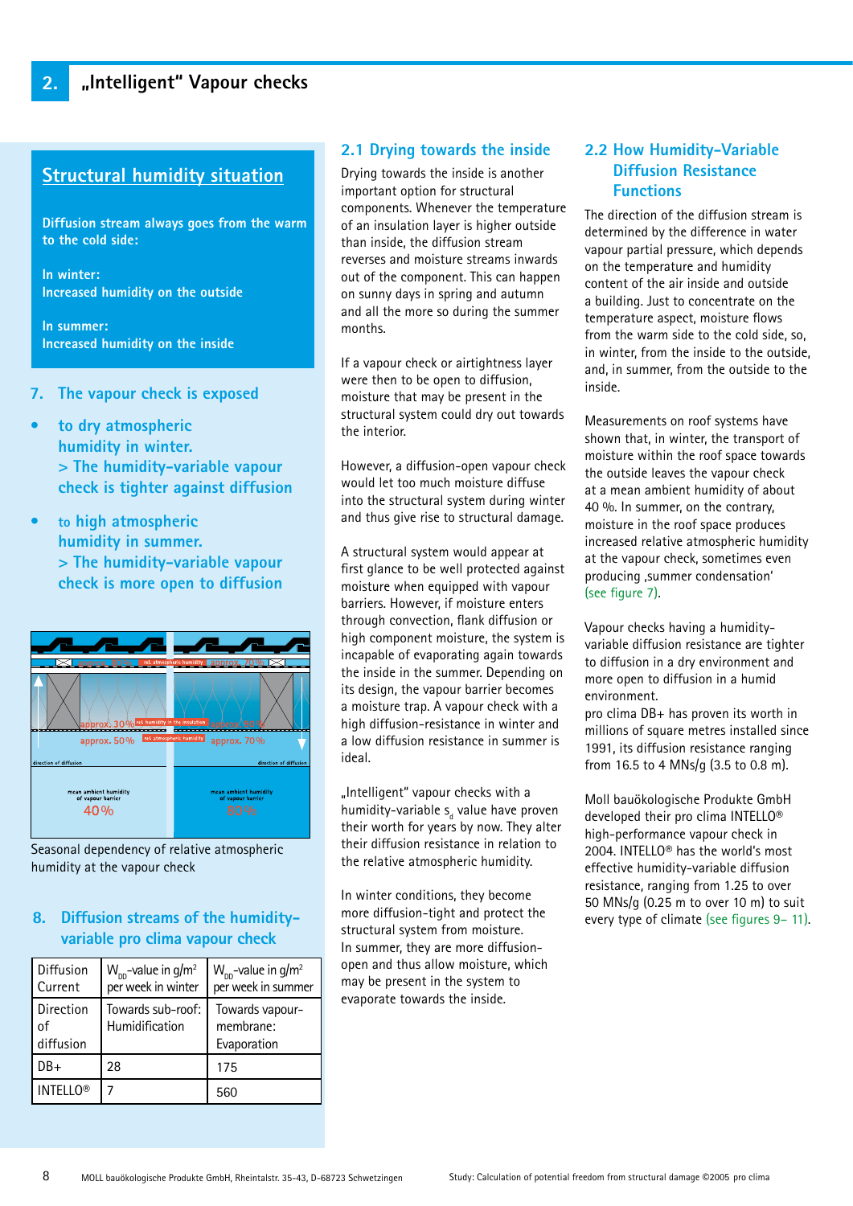# 2. „Intelligent" Vapour checks

## Structural humidity situation

**Diffusion stream always goes from the warm to the cold side:**

**In winter:**
**Increased humidity on the outside**

**In summer:**
**Increased humidity on the inside**

### 7. The vapour check is exposed

- to dry atmospheric humidity in winter.
  > The humidity-variable vapour check is tighter against diffusion
- to high atmospheric humidity in summer.
  > The humidity-variable vapour check is more open to diffusion

Seasonal dependency of relative atmospheric humidity at the vapour check

### 8. Diffusion streams of the humidity-variable pro clima vapour check

| Diffusion Current | $W_{DD}$-value in g/m² per week in winter | $W_{DD}$-value in g/m² per week in summer |
|---|---|---|
| Direction of diffusion | Towards sub-roof: Humidification | Towards vapour-membrane: Evaporation |
| DB+ | 28 | 175 |
| INTELLO® | 7 | 560 |

## 2.1 Drying towards the inside

Drying towards the inside is another important option for structural components. Whenever the temperature of an insulation layer is higher outside than inside, the diffusion stream reverses and moisture streams inwards out of the component. This can happen on sunny days in spring and autumn and all the more so during the summer months.

If a vapour check or airtightness layer were then to be open to diffusion, moisture that may be present in the structural system could dry out towards the interior.

However, a diffusion-open vapour check would let too much moisture diffuse into the structural system during winter and thus give rise to structural damage.

A structural system would appear at first glance to be well protected against moisture when equipped with vapour barriers. However, if moisture enters through convection, flank diffusion or high component moisture, the system is incapable of evaporating again towards the inside in the summer. Depending on its design, the vapour barrier becomes a moisture trap. A vapour check with a high diffusion-resistance in winter and a low diffusion resistance in summer is ideal.

„Intelligent" vapour checks with a humidity-variable $s_d$ value have proven their worth for years by now. They alter their diffusion resistance in relation to the relative atmospheric humidity.

In winter conditions, they become more diffusion-tight and protect the structural system from moisture.
In summer, they are more diffusion-open and thus allow moisture, which may be present in the system to evaporate towards the inside.

## 2.2 How Humidity-Variable Diffusion Resistance Functions

The direction of the diffusion stream is determined by the difference in water vapour partial pressure, which depends on the temperature and humidity content of the air inside and outside a building. Just to concentrate on the temperature aspect, moisture flows from the warm side to the cold side, so, in winter, from the inside to the outside, and, in summer, from the outside to the inside.

Measurements on roof systems have shown that, in winter, the transport of moisture within the roof space towards the outside leaves the vapour check at a mean ambient humidity of about 40 %. In summer, on the contrary, moisture in the roof space produces increased relative atmospheric humidity at the vapour check, sometimes even producing ‚summer condensation' (see figure 7).

Vapour checks having a humidity-variable diffusion resistance are tighter to diffusion in a dry environment and more open to diffusion in a humid environment.
pro clima DB+ has proven its worth in millions of square metres installed since 1991, its diffusion resistance ranging from 16.5 to 4 MNs/g (3.5 to 0.8 m).

Moll bauökologische Produkte GmbH developed their pro clima INTELLO® high-performance vapour check in 2004. INTELLO® has the world's most effective humidity-variable diffusion resistance, ranging from 1.25 to over 50 MNs/g (0.25 m to over 10 m) to suit every type of climate (see figures 9– 11).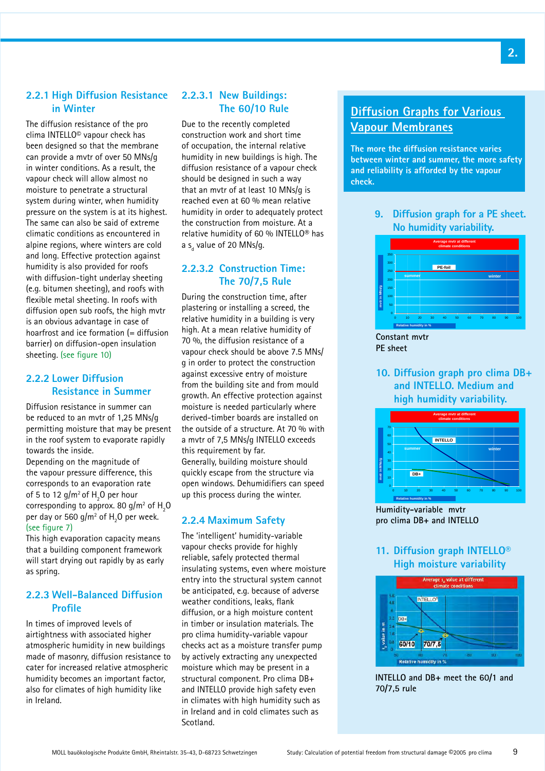## 2.2.1 High Diffusion Resistance in Winter

The diffusion resistance of the pro clima INTELLO© vapour check has been designed so that the membrane can provide a mvtr of over 50 MNs/g in winter conditions. As a result, the vapour check will allow almost no moisture to penetrate a structural system during winter, when humidity pressure on the system is at its highest. The same can also be said of extreme climatic conditions as encountered in alpine regions, where winters are cold and long. Effective protection against humidity is also provided for roofs with diffusion-tight underlay sheeting (e.g. bitumen sheeting), and roofs with flexible metal sheeting. In roofs with diffusion open sub roofs, the high mvtr is an obvious advantage in case of hoarfrost and ice formation (= diffusion barrier) on diffusion-open insulation sheeting. (see figure 10)

## 2.2.2 Lower Diffusion Resistance in Summer

Diffusion resistance in summer can be reduced to an mvtr of 1,25 MNs/g permitting moisture that may be present in the roof system to evaporate rapidly towards the inside.

Depending on the magnitude of the vapour pressure difference, this corresponds to an evaporation rate of 5 to 12 g/m² of $H_2O$ per hour corresponding to approx. 80 g/m² of $H_2O$ per day or 560 g/m² of $H_2O$ per week. (see figure 7)

This high evaporation capacity means that a building component framework will start drying out rapidly by as early as spring.

## 2.2.3 Well-Balanced Diffusion Profile

In times of improved levels of airtightness with associated higher atmospheric humidity in new buildings made of masonry, diffusion resistance to cater for increased relative atmospheric humidity becomes an important factor, also for climates of high humidity like in Ireland.

### 2.2.3.1 New Buildings: The 60/10 Rule

Due to the recently completed construction work and short time of occupation, the internal relative humidity in new buildings is high. The diffusion resistance of a vapour check should be designed in such a way that an mvtr of at least 10 MNs/g is reached even at 60 % mean relative humidity in order to adequately protect the construction from moisture. At a relative humidity of 60 % INTELLO® has a $s_d$ value of 20 MNs/g.

### 2.2.3.2 Construction Time: The 70/7,5 Rule

During the construction time, after plastering or installing a screed, the relative humidity in a building is very high. At a mean relative humidity of 70 %, the diffusion resistance of a vapour check should be above 7.5 MNs/g in order to protect the construction against excessive entry of moisture from the building site and from mould growth. An effective protection against moisture is needed particularly where derived-timber boards are installed on the outside of a structure. At 70 % with a mvtr of 7,5 MNs/g INTELLO exceeds this requirement by far.

Generally, building moisture should quickly escape from the structure via open windows. Dehumidifiers can speed up this process during the winter.

## 2.2.4 Maximum Safety

The 'intelligent' humidity-variable vapour checks provide for highly reliable, safely protected thermal insulating systems, even where moisture entry into the structural system cannot be anticipated, e.g. because of adverse weather conditions, leaks, flank diffusion, or a high moisture content in timber or insulation materials. The pro clima humidity-variable vapour checks act as a moisture transfer pump by actively extracting any unexpected moisture which may be present in a structural component. Pro clima DB+ and INTELLO provide high safety even in climates with high humidity such as in Ireland and in cold climates such as Scotland.

## Diffusion Graphs for Various Vapour Membranes

**The more the diffusion resistance varies between winter and summer, the more safety and reliability is afforded by the vapour check.**

### 9. Diffusion graph for a PE sheet. No humidity variability.

Constant mvtr
PE sheet

### 10. Diffusion graph pro clima DB+ and INTELLO. Medium and high humidity variability.

Humidity-variable mvtr
pro clima DB+ and INTELLO

### 11. Diffusion graph INTELLO® High moisture variability

INTELLO and DB+ meet the 60/1 and 70/7,5 rule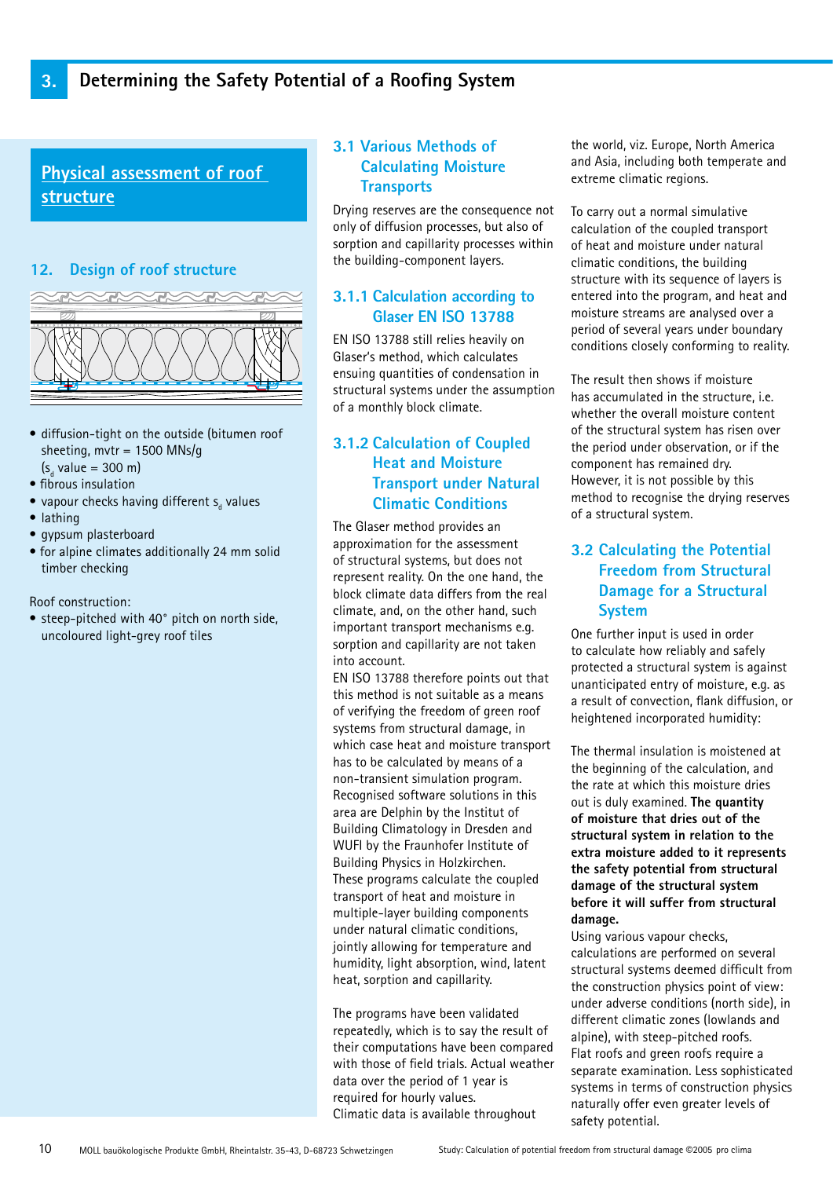# 3. Determining the Safety Potential of a Roofing System

## Physical assessment of roof structure

### 12. Design of roof structure

- diffusion-tight on the outside (bitumen roof sheeting, mvtr = 1500 MNs/g ($s_d$ value = 300 m)
- fibrous insulation
- vapour checks having different $s_d$ values
- lathing
- gypsum plasterboard
- for alpine climates additionally 24 mm solid timber checking

Roof construction:

- steep-pitched with 40° pitch on north side, uncoloured light-grey roof tiles

## 3.1 Various Methods of Calculating Moisture Transports

Drying reserves are the consequence not only of diffusion processes, but also of sorption and capillarity processes within the building-component layers.

### 3.1.1 Calculation according to Glaser EN ISO 13788

EN ISO 13788 still relies heavily on Glaser's method, which calculates ensuring quantities of condensation in structural systems under the assumption of a monthly block climate.

### 3.1.2 Calculation of Coupled Heat and Moisture Transport under Natural Climatic Conditions

The Glaser method provides an approximation for the assessment of structural systems, but does not represent reality. On the one hand, the block climate data differs from the real climate, and, on the other hand, such important transport mechanisms e.g. sorption and capillarity are not taken into account.
EN ISO 13788 therefore points out that this method is not suitable as a means of verifying the freedom of green roof systems from structural damage, in which case heat and moisture transport has to be calculated by means of a non-transient simulation program. Recognised software solutions in this area are Delphin by the Institut of Building Climatology in Dresden and WUFI by the Fraunhofer Institute of Building Physics in Holzkirchen.
These programs calculate the coupled transport of heat and moisture in multiple-layer building components under natural climatic conditions, jointly allowing for temperature and humidity, light absorption, wind, latent heat, sorption and capillarity.

The programs have been validated repeatedly, which is to say the result of their computations have been compared with those of field trials. Actual weather data over the period of 1 year is required for hourly values.
Climatic data is available throughout the world, viz. Europe, North America and Asia, including both temperate and extreme climatic regions.

To carry out a normal simulative calculation of the coupled transport of heat and moisture under natural climatic conditions, the building structure with its sequence of layers is entered into the program, and heat and moisture streams are analysed over a period of several years under boundary conditions closely conforming to reality.

The result then shows if moisture has accumulated in the structure, i.e. whether the overall moisture content of the structural system has risen over the period under observation, or if the component has remained dry.
However, it is not possible by this method to recognise the drying reserves of a structural system.

## 3.2 Calculating the Potential Freedom from Structural Damage for a Structural System

One further input is used in order to calculate how reliably and safely protected a structural system is against unanticipated entry of moisture, e.g. as a result of convection, flank diffusion, or heightened incorporated humidity:

The thermal insulation is moistened at the beginning of the calculation, and the rate at which this moisture dries out is duly examined. **The quantity of moisture that dries out of the structural system in relation to the extra moisture added to it represents the safety potential from structural damage of the structural system before it will suffer from structural damage.**
Using various vapour checks, calculations are performed on several structural systems deemed difficult from the construction physics point of view: under adverse conditions (north side), in different climatic zones (lowlands and alpine), with steep-pitched roofs.
Flat roofs and green roofs require a separate examination. Less sophisticated systems in terms of construction physics naturally offer even greater levels of safety potential.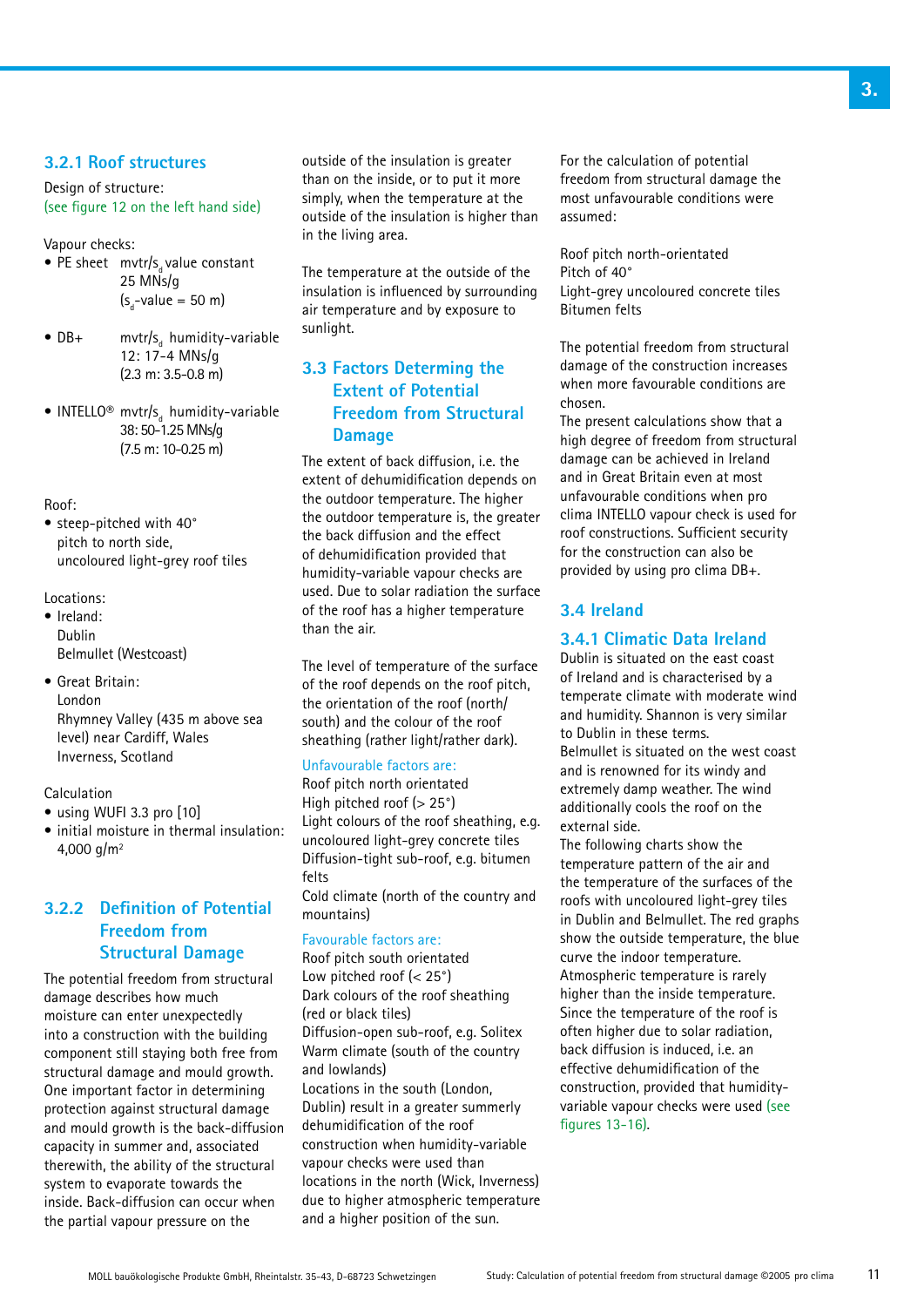### 3.2.1 Roof structures

Design of structure:
(see figure 12 on the left hand side)

Vapour checks:

- PE sheet mvtr/$s_d$ value constant 25 MNs/g ($s_d$-value = 50 m)
- DB+ mvtr/$s_d$ humidity-variable 12: 17-4 MNs/g (2.3 m: 3.5-0.8 m)
- INTELLO® mvtr/$s_d$ humidity-variable 38: 50-1.25 MNs/g (7.5 m: 10-0.25 m)

Roof:

- steep-pitched with 40° pitch to north side, uncoloured light-grey roof tiles

Locations:

- Ireland:
  Dublin
  Belmullet (Westcoast)
- Great Britain:
  London
  Rhymney Valley (435 m above sea level) near Cardiff, Wales
  Inverness, Scotland

Calculation

- using WUFI 3.3 pro [10]
- initial moisture in thermal insulation: 4,000 g/m²

### 3.2.2 Definition of Potential Freedom from Structural Damage

The potential freedom from structural damage describes how much moisture can enter unexpectedly into a construction with the building component still staying both free from structural damage and mould growth. One important factor in determining protection against structural damage and mould growth is the back-diffusion capacity in summer and, associated therewith, the ability of the structural system to evaporate towards the inside. Back-diffusion can occur when the partial vapour pressure on the outside of the insulation is greater than on the inside, or to put it more simply, when the temperature at the outside of the insulation is higher than in the living area.

The temperature at the outside of the insulation is influenced by surrounding air temperature and by exposure to sunlight.

## 3.3 Factors Determining the Extent of Potential Freedom from Structural Damage

The extent of back diffusion, i.e. the extent of dehumidification depends on the outdoor temperature. The higher the outdoor temperature is, the greater the back diffusion and the effect of dehumidification provided that humidity-variable vapour checks are used. Due to solar radiation the surface of the roof has a higher temperature than the air.

The level of temperature of the surface of the roof depends on the roof pitch, the orientation of the roof (north/south) and the colour of the roof sheathing (rather light/rather dark).

Unfavourable factors are:
Roof pitch north orientated
High pitched roof (> 25°)
Light colours of the roof sheathing, e.g. uncoloured light-grey concrete tiles
Diffusion-tight sub-roof, e.g. bitumen felts
Cold climate (north of the country and mountains)

Favourable factors are:
Roof pitch south orientated
Low pitched roof (< 25°)
Dark colours of the roof sheathing (red or black tiles)
Diffusion-open sub-roof, e.g. Solitex
Warm climate (south of the country and lowlands)
Locations in the south (London, Dublin) result in a greater summerly dehumidification of the roof construction when humidity-variable vapour checks were used than locations in the north (Wick, Inverness) due to higher atmospheric temperature and a higher position of the sun.

For the calculation of potential freedom from structural damage the most unfavourable conditions were assumed:

Roof pitch north-orientated
Pitch of 40°
Light-grey uncoloured concrete tiles
Bitumen felts

The potential freedom from structural damage of the construction increases when more favourable conditions are chosen.
The present calculations show that a high degree of freedom from structural damage can be achieved in Ireland and in Great Britain even at most unfavourable conditions when pro clima INTELLO vapour check is used for roof constructions. Sufficient security for the construction can also be provided by using pro clima DB+.

## 3.4 Ireland

### 3.4.1 Climatic Data Ireland

Dublin is situated on the east coast of Ireland and is characterised by a temperate climate with moderate wind and humidity. Shannon is very similar to Dublin in these terms.
Belmullet is situated on the west coast and is renowned for its windy and extremely damp weather. The wind additionally cools the roof on the external side.
The following charts show the temperature pattern of the air and the temperature of the surfaces of the roofs with uncoloured light-grey tiles in Dublin and Belmullet. The red graphs show the outside temperature, the blue curve the indoor temperature. Atmospheric temperature is rarely higher than the inside temperature. Since the temperature of the roof is often higher due to solar radiation, back diffusion is induced, i.e. an effective dehumidification of the construction, provided that humidity-variable vapour checks were used (see figures 13-16).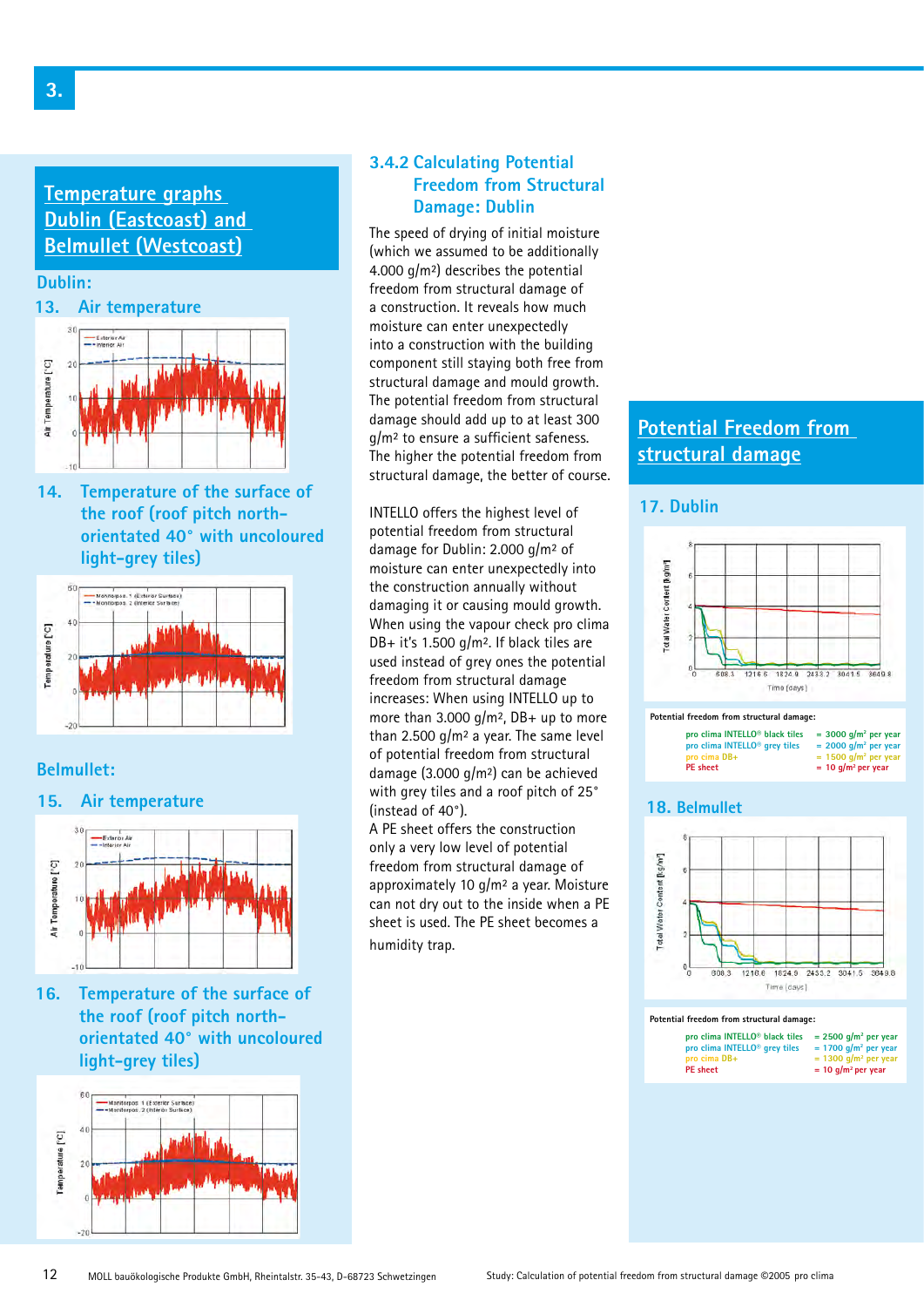## Temperature graphs Dublin (Eastcoast) and Belmullet (Westcoast)

### Dublin:

13. Air temperature

14. Temperature of the surface of the roof (roof pitch north-orientated 40° with uncoloured light-grey tiles)

### Belmullet:

15. Air temperature

16. Temperature of the surface of the roof (roof pitch north-orientated 40° with uncoloured light-grey tiles)

### 3.4.2 Calculating Potential Freedom from Structural Damage: Dublin

The speed of drying of initial moisture (which we assumed to be additionally 4.000 g/m²) describes the potential freedom from structural damage of a construction. It reveals how much moisture can enter unexpectedly into a construction with the building component still staying both free from structural damage and mould growth. The potential freedom from structural damage should add up to at least 300 g/m² to ensure a sufficient safeness. The higher the potential freedom from structural damage, the better of course.

INTELLO offers the highest level of potential freedom from structural damage for Dublin: 2.000 g/m² of moisture can enter unexpectedly into the construction annually without damaging it or causing mould growth. When using the vapour check pro clima DB+ it's 1.500 g/m². If black tiles are used instead of grey ones the potential freedom from structural damage increases: When using INTELLO up to more than 3.000 g/m², DB+ up to more than 2.500 g/m² a year. The same level of potential freedom from structural damage (3.000 g/m²) can be achieved with grey tiles and a roof pitch of 25° (instead of 40°).

A PE sheet offers the construction only a very low level of potential freedom from structural damage of approximately 10 g/m² a year. Moisture can not dry out to the inside when a PE sheet is used. The PE sheet becomes a humidity trap.

## Potential Freedom from structural damage

### 17. Dublin

Potential freedom from structural damage:

| | |
|---|---|
| pro clima INTELLO® black tiles | = 3000 g/m² per year |
| pro clima INTELLO® grey tiles | = 2000 g/m² per year |
| pro cima DB+ | = 1500 g/m² per year |
| PE sheet | = 10 g/m² per year |

### 18. Belmullet

Potential freedom from structural damage:

| | |
|---|---|
| pro clima INTELLO® black tiles | = 2500 g/m² per year |
| pro clima INTELLO® grey tiles | = 1700 g/m² per year |
| pro cima DB+ | = 1300 g/m² per year |
| PE sheet | = 10 g/m² per year |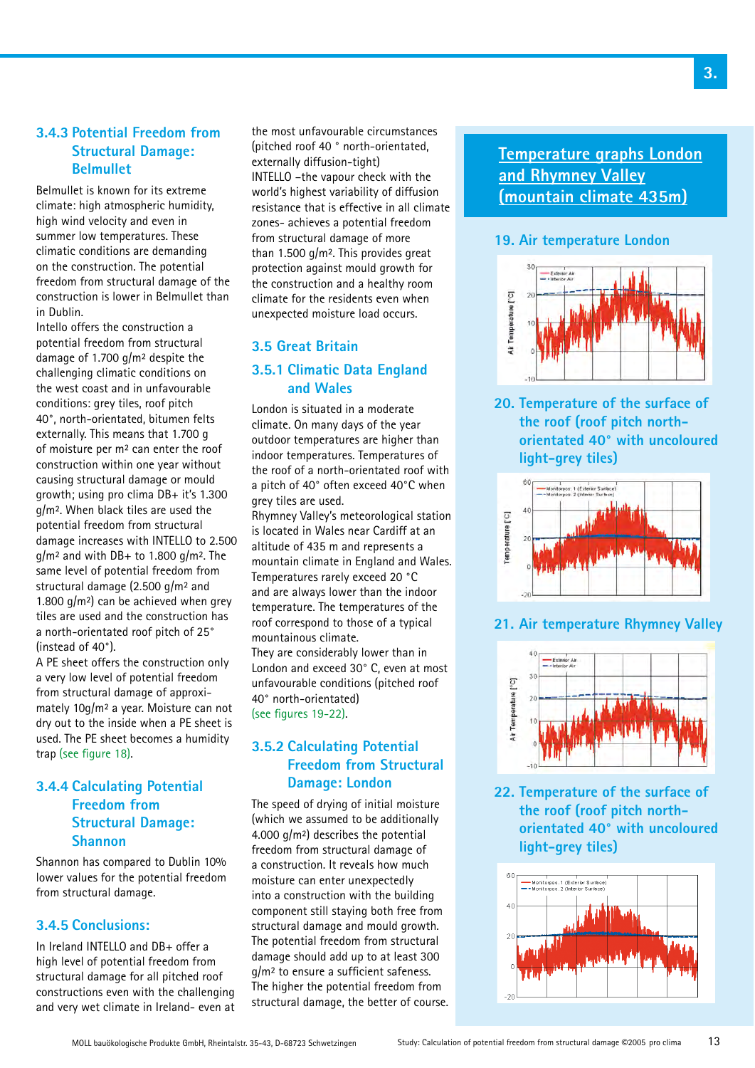### 3.4.3 Potential Freedom from Structural Damage: Belmullet

Belmullet is known for its extreme climate: high atmospheric humidity, high wind velocity and even in summer low temperatures. These climatic conditions are demanding on the construction. The potential freedom from structural damage of the construction is lower in Belmullet than in Dublin.

Intello offers the construction a potential freedom from structural damage of 1.700 g/m² despite the challenging climatic conditions on the west coast and in unfavourable conditions: grey tiles, roof pitch 40°, north-orientated, bitumen felts externally. This means that 1.700 g of moisture per m² can enter the roof construction within one year without causing structural damage or mould growth; using pro clima DB+ it's 1.300 g/m². When black tiles are used the potential freedom from structural damage increases with INTELLO to 2.500 g/m² and with DB+ to 1.800 g/m². The same level of potential freedom from structural damage (2.500 g/m² and 1.800 g/m²) can be achieved when grey tiles are used and the construction has a north-orientated roof pitch of 25° (instead of 40°).

A PE sheet offers the construction only a very low level of potential freedom from structural damage of approximately 10g/m² a year. Moisture can not dry out to the inside when a PE sheet is used. The PE sheet becomes a humidity trap (see figure 18).

### 3.4.4 Calculating Potential Freedom from Structural Damage: Shannon

Shannon has compared to Dublin 10% lower values for the potential freedom from structural damage.

### 3.4.5 Conclusions:

In Ireland INTELLO and DB+ offer a high level of potential freedom from structural damage for all pitched roof constructions even with the challenging and very wet climate in Ireland- even at the most unfavourable circumstances (pitched roof 40 ° north-orientated, externally diffusion-tight)

INTELLO –the vapour check with the world's highest variability of diffusion resistance that is effective in all climate zones- achieves a potential freedom from structural damage of more than 1.500 g/m². This provides great protection against mould growth for the construction and a healthy room climate for the residents even when unexpected moisture load occurs.

## 3.5 Great Britain

### 3.5.1 Climatic Data England and Wales

London is situated in a moderate climate. On many days of the year outdoor temperatures are higher than indoor temperatures. Temperatures of the roof of a north-orientated roof with a pitch of 40° often exceed 40°C when grey tiles are used.

Rhymney Valley's meteorological station is located in Wales near Cardiff at an altitude of 435 m and represents a mountain climate in England and Wales. Temperatures rarely exceed 20 °C and are always lower than the indoor temperature. The temperatures of the roof correspond to those of a typical mountainous climate.

They are considerably lower than in London and exceed 30° C, even at most unfavourable conditions (pitched roof 40° north-orientated) (see figures 19-22).

### 3.5.2 Calculating Potential Freedom from Structural Damage: London

The speed of drying of initial moisture (which we assumed to be additionally 4.000 g/m²) describes the potential freedom from structural damage of a construction. It reveals how much moisture can enter unexpectedly into a construction with the building component still staying both free from structural damage and mould growth. The potential freedom from structural damage should add up to at least 300 g/m² to ensure a sufficient safeness. The higher the potential freedom from structural damage, the better of course.

## Temperature graphs London and Rhymney Valley (mountain climate 435m)

**19. Air temperature London**

**20. Temperature of the surface of the roof (roof pitch north-orientated 40° with uncoloured light-grey tiles)**

**21. Air temperature Rhymney Valley**

**22. Temperature of the surface of the roof (roof pitch north-orientated 40° with uncoloured light-grey tiles)**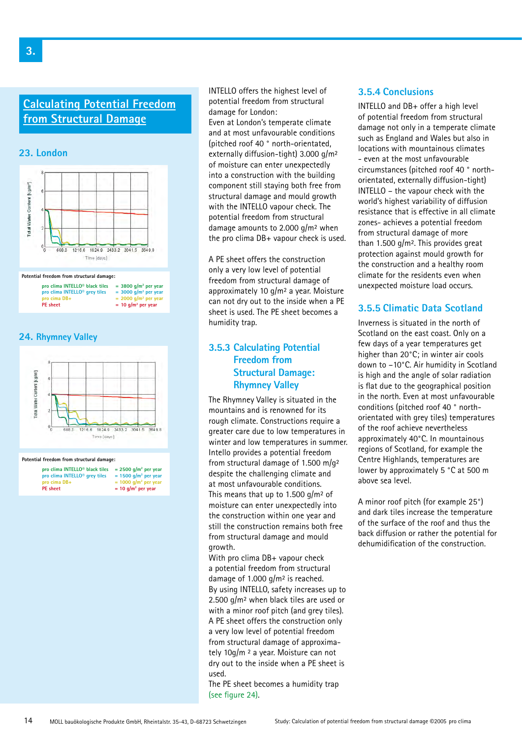## Calculating Potential Freedom from Structural Damage

### 23. London

Potential freedom from structural damage:

| | |
|---|---|
| pro clima INTELLO® black tiles | = 3800 g/m² per year |
| pro clima INTELLO® grey tiles | = 3000 g/m² per year |
| pro clima DB+ | = 2000 g/m² per year |
| PE sheet | = 10 g/m² per year |

### 24. Rhymney Valley

Potential freedom from structural damage:

| | |
|---|---|
| pro clima INTELLO® black tiles | = 2500 g/m² per year |
| pro clima INTELLO® grey tiles | = 1500 g/m² per year |
| pro clima DB+ | = 1000 g/m² per year |
| PE sheet | = 10 g/m² per year |

INTELLO offers the highest level of potential freedom from structural damage for London:
Even at London's temperate climate and at most unfavourable conditions (pitched roof 40 ° north-orientated, externally diffusion-tight) 3.000 g/m² of moisture can enter unexpectedly into a construction with the building component still staying both free from structural damage and mould growth with the INTELLO vapour check. The potential freedom from structural damage amounts to 2.000 g/m² when the pro clima DB+ vapour check is used.

A PE sheet offers the construction only a very low level of potential freedom from structural damage of approximately 10 g/m² a year. Moisture can not dry out to the inside when a PE sheet is used. The PE sheet becomes a humidity trap.

### 3.5.3 Calculating Potential Freedom from Structural Damage: Rhymney Valley

The Rhymney Valley is situated in the mountains and is renowned for its rough climate. Constructions require a greater care due to low temperatures in winter and low temperatures in summer. Intello provides a potential freedom from structural damage of 1.500 m/g² despite the challenging climate and at most unfavourable conditions.
This means that up to 1.500 g/m² of moisture can enter unexpectedly into the construction within one year and still the construction remains both free from structural damage and mould growth.
With pro clima DB+ vapour check a potential freedom from structural damage of 1.000 g/m² is reached.
By using INTELLO, safety increases up to 2.500 g/m² when black tiles are used or with a minor roof pitch (and grey tiles).
A PE sheet offers the construction only a very low level of potential freedom from structural damage of approximately 10g/m ² a year. Moisture can not dry out to the inside when a PE sheet is used.
The PE sheet becomes a humidity trap (see figure 24).

### 3.5.4 Conclusions

INTELLO and DB+ offer a high level of potential freedom from structural damage not only in a temperate climate such as England and Wales but also in locations with mountainous climates - even at the most unfavourable circumstances (pitched roof 40 ° north-orientated, externally diffusion-tight) INTELLO – the vapour check with the world's highest variability of diffusion resistance that is effective in all climate zones- achieves a potential freedom from structural damage of more than 1.500 g/m². This provides great protection against mould growth for the construction and a healthy room climate for the residents even when unexpected moisture load occurs.

### 3.5.5 Climatic Data Scotland

Inverness is situated in the north of Scotland on the east coast. Only on a few days of a year temperatures get higher than 20°C; in winter air cools down to –10°C. Air humidity in Scotland is high and the angle of solar radiation is flat due to the geographical position in the north. Even at most unfavourable conditions (pitched roof 40 ° north-orientated with grey tiles) temperatures of the roof achieve nevertheless approximately 40°C. In mountainous regions of Scotland, for example the Centre Highlands, temperatures are lower by approximately 5 °C at 500 m above sea level.

A minor roof pitch (for example 25°) and dark tiles increase the temperature of the surface of the roof and thus the back diffusion or rather the potential for dehumidification of the construction.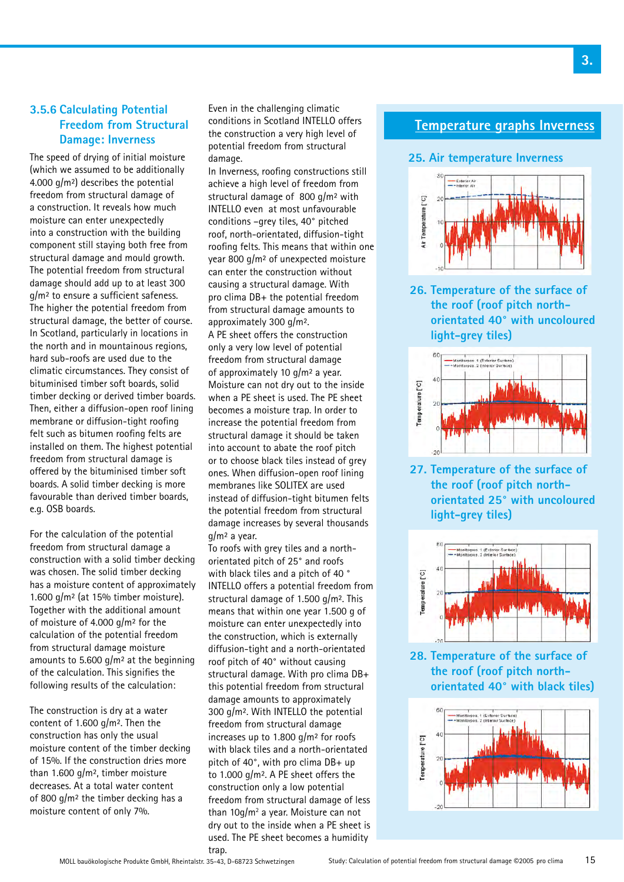## 3.5.6 Calculating Potential Freedom from Structural Damage: Inverness

The speed of drying of initial moisture (which we assumed to be additionally 4.000 g/m²) describes the potential freedom from structural damage of a construction. It reveals how much moisture can enter unexpectedly into a construction with the building component still staying both free from structural damage and mould growth. The potential freedom from structural damage should add up to at least 300 g/m² to ensure a sufficient safeness. The higher the potential freedom from structural damage, the better of course. In Scotland, particularly in locations in the north and in mountainous regions, hard sub-roofs are used due to the climatic circumstances. They consist of bituminised timber soft boards, solid timber decking or derived timber boards. Then, either a diffusion-open roof lining membrane or diffusion-tight roofing felt such as bitumen roofing felts are installed on them. The highest potential freedom from structural damage is offered by the bituminised timber soft boards. A solid timber decking is more favourable than derived timber boards, e.g. OSB boards.

For the calculation of the potential freedom from structural damage a construction with a solid timber decking was chosen. The solid timber decking has a moisture content of approximately 1.600 g/m² (at 15% timber moisture). Together with the additional amount of moisture of 4.000 g/m² for the calculation of the potential freedom from structural damage moisture amounts to 5.600 g/m² at the beginning of the calculation. This signifies the following results of the calculation:

The construction is dry at a water content of 1.600 g/m². Then the construction has only the usual moisture content of the timber decking of 15%. If the construction dries more than 1.600 g/m², timber moisture decreases. At a total water content of 800 g/m² the timber decking has a moisture content of only 7%.

Even in the challenging climatic conditions in Scotland INTELLO offers the construction a very high level of potential freedom from structural damage.

In Inverness, roofing constructions still achieve a high level of freedom from structural damage of 800 g/m² with INTELLO even at most unfavourable conditions –grey tiles, 40° pitched roof, north-orientated, diffusion-tight roofing felts. This means that within one year 800 g/m² of unexpected moisture can enter the construction without causing a structural damage. With pro clima DB+ the potential freedom from structural damage amounts to approximately 300 g/m².

A PE sheet offers the construction only a very low level of potential freedom from structural damage of approximately 10 g/m² a year. Moisture can not dry out to the inside when a PE sheet is used. The PE sheet becomes a moisture trap. In order to increase the potential freedom from structural damage it should be taken into account to abate the roof pitch or to choose black tiles instead of grey ones. When diffusion-open roof lining membranes like SOLITEX are used instead of diffusion-tight bitumen felts the potential freedom from structural damage increases by several thousands g/m² a year.

To roofs with grey tiles and a north-orientated pitch of 25° and roofs with black tiles and a pitch of 40 ° INTELLO offers a potential freedom from structural damage of 1.500 g/m². This means that within one year 1.500 g of moisture can enter unexpectedly into the construction, which is externally diffusion-tight and a north-orientated roof pitch of 40° without causing structural damage. With pro clima DB+ this potential freedom from structural damage amounts to approximately 300 g/m². With INTELLO the potential freedom from structural damage increases up to 1.800 g/m² for roofs with black tiles and a north-orientated pitch of 40°, with pro clima DB+ up to 1.000 g/m². A PE sheet offers the construction only a low potential freedom from structural damage of less than 10g/m² a year. Moisture can not dry out to the inside when a PE sheet is used. The PE sheet becomes a humidity trap.

## Temperature graphs Inverness

### 25. Air temperature Inverness

### 26. Temperature of the surface of the roof (roof pitch north-orientated 40° with uncoloured light-grey tiles)

### 27. Temperature of the surface of the roof (roof pitch north-orientated 25° with uncoloured light-grey tiles)

### 28. Temperature of the surface of the roof (roof pitch north-orientated 40° with black tiles)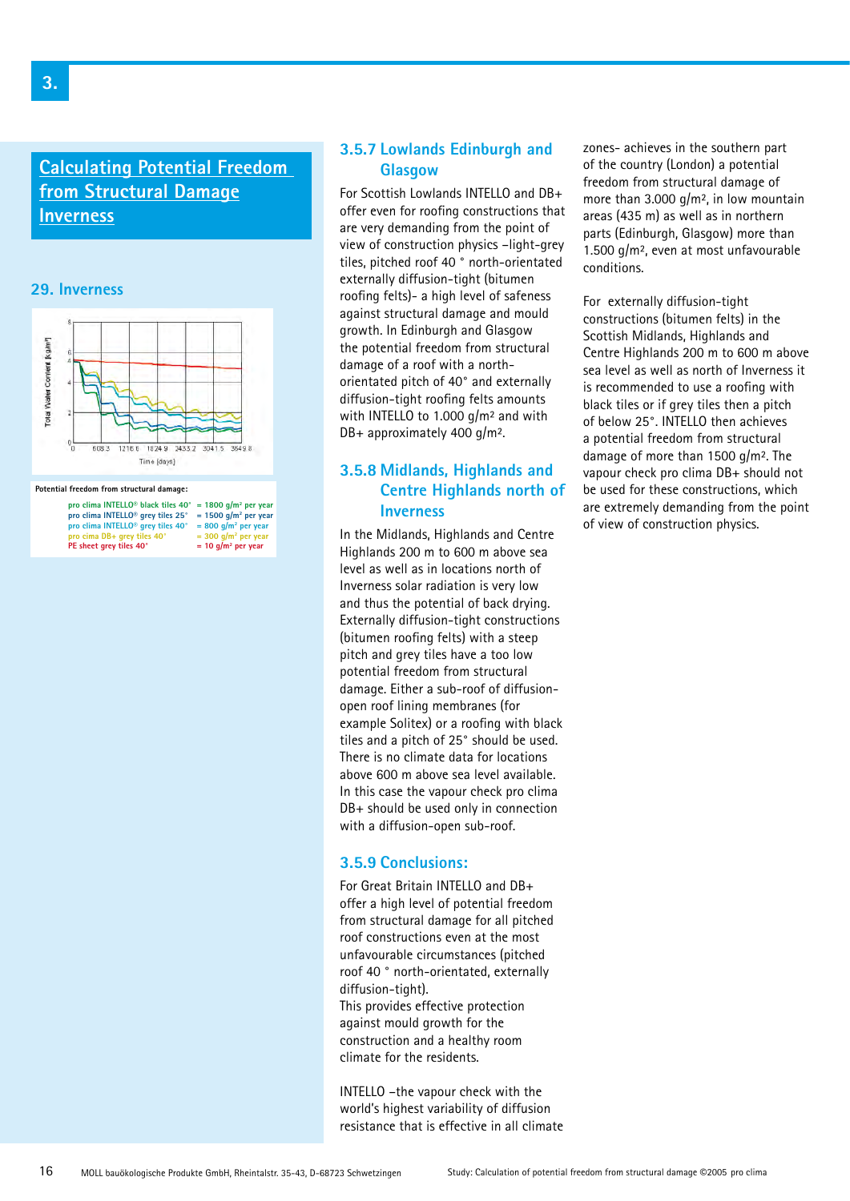## Calculating Potential Freedom from Structural Damage Inverness

### 29. Inverness

Potential freedom from structural damage:

| | |
|---|---|
| pro clima INTELLO® black tiles 40° | = 1800 g/m² per year |
| pro clima INTELLO® grey tiles 25° | = 1500 g/m² per year |
| pro clima INTELLO® grey tiles 40° | = 800 g/m² per year |
| pro cima DB+ grey tiles 40° | = 300 g/m² per year |
| PE sheet grey tiles 40° | = 10 g/m² per year |

### 3.5.7 Lowlands Edinburgh and Glasgow

For Scottish Lowlands INTELLO and DB+ offer even for roofing constructions that are very demanding from the point of view of construction physics –light-grey tiles, pitched roof 40 ° north-orientated externally diffusion-tight (bitumen roofing felts)- a high level of safeness against structural damage and mould growth. In Edinburgh and Glasgow the potential freedom from structural damage of a roof with a north-orientated pitch of 40° and externally diffusion-tight roofing felts amounts with INTELLO to 1.000 g/m² and with DB+ approximately 400 g/m².

### 3.5.8 Midlands, Highlands and Centre Highlands north of Inverness

In the Midlands, Highlands and Centre Highlands 200 m to 600 m above sea level as well as in locations north of Inverness solar radiation is very low and thus the potential of back drying. Externally diffusion-tight constructions (bitumen roofing felts) with a steep pitch and grey tiles have a too low potential freedom from structural damage. Either a sub-roof of diffusion-open roof lining membranes (for example Solitex) or a roofing with black tiles and a pitch of 25° should be used. There is no climate data for locations above 600 m above sea level available. In this case the vapour check pro clima DB+ should be used only in connection with a diffusion-open sub-roof.

### 3.5.9 Conclusions:

For Great Britain INTELLO and DB+ offer a high level of potential freedom from structural damage for all pitched roof constructions even at the most unfavourable circumstances (pitched roof 40 ° north-orientated, externally diffusion-tight).
This provides effective protection against mould growth for the construction and a healthy room climate for the residents.

INTELLO –the vapour check with the world's highest variability of diffusion resistance that is effective in all climate zones- achieves in the southern part of the country (London) a potential freedom from structural damage of more than 3.000 g/m², in low mountain areas (435 m) as well as in northern parts (Edinburgh, Glasgow) more than 1.500 g/m², even at most unfavourable conditions.

For externally diffusion-tight constructions (bitumen felts) in the Scottish Midlands, Highlands and Centre Highlands 200 m to 600 m above sea level as well as north of Inverness it is recommended to use a roofing with black tiles or if grey tiles then a pitch of below 25°. INTELLO then achieves a potential freedom from structural damage of more than 1500 g/m². The vapour check pro clima DB+ should not be used for these constructions, which are extremely demanding from the point of view of construction physics.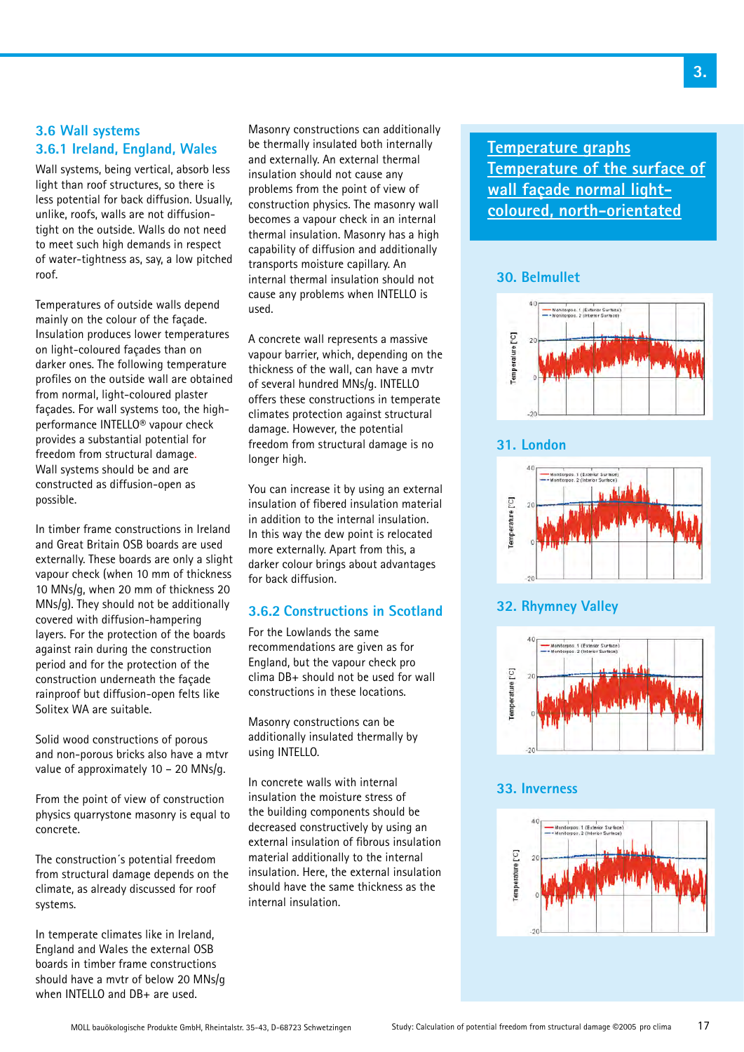## 3.6 Wall systems

### 3.6.1 Ireland, England, Wales

Wall systems, being vertical, absorb less light than roof structures, so there is less potential for back diffusion. Usually, unlike, roofs, walls are not diffusion-tight on the outside. Walls do not need to meet such high demands in respect of water-tightness as, say, a low pitched roof.

Temperatures of outside walls depend mainly on the colour of the façade. Insulation produces lower temperatures on light-coloured façades than on darker ones. The following temperature profiles on the outside wall are obtained from normal, light-coloured plaster façades. For wall systems too, the high-performance INTELLO® vapour check provides a substantial potential for freedom from structural damage. Wall systems should be and are constructed as diffusion-open as possible.

In timber frame constructions in Ireland and Great Britain OSB boards are used externally. These boards are only a slight vapour check (when 10 mm of thickness 10 MNs/g, when 20 mm of thickness 20 MNs/g). They should not be additionally covered with diffusion-hampering layers. For the protection of the boards against rain during the construction period and for the protection of the construction underneath the façade rainproof but diffusion-open felts like Solitex WA are suitable.

Solid wood constructions of porous and non-porous bricks also have a mvtr value of approximately 10 – 20 MNs/g.

From the point of view of construction physics quarrystone masonry is equal to concrete.

The construction´s potential freedom from structural damage depends on the climate, as already discussed for roof systems.

In temperate climates like in Ireland, England and Wales the external OSB boards in timber frame constructions should have a mvtr of below 20 MNs/g when INTELLO and DB+ are used.

Masonry constructions can additionally be thermally insulated both internally and externally. An external thermal insulation should not cause any problems from the point of view of construction physics. The masonry wall becomes a vapour check in an internal thermal insulation. Masonry has a high capability of diffusion and additionally transports moisture capillary. An internal thermal insulation should not cause any problems when INTELLO is used.

A concrete wall represents a massive vapour barrier, which, depending on the thickness of the wall, can have a mvtr of several hundred MNs/g. INTELLO offers these constructions in temperate climates protection against structural damage. However, the potential freedom from structural damage is no longer high.

You can increase it by using an external insulation of fibered insulation material in addition to the internal insulation. In this way the dew point is relocated more externally. Apart from this, a darker colour brings about advantages for back diffusion.

### 3.6.2 Constructions in Scotland

For the Lowlands the same recommendations are given as for England, but the vapour check pro clima DB+ should not be used for wall constructions in these locations.

Masonry constructions can be additionally insulated thermally by using INTELLO.

In concrete walls with internal insulation the moisture stress of the building components should be decreased constructively by using an external insulation of fibrous insulation material additionally to the internal insulation. Here, the external insulation should have the same thickness as the internal insulation.

## Temperature graphs
## Temperature of the surface of wall façade normal light-coloured, north-orientated

**30. Belmullet**

**31. London**

**32. Rhymney Valley**

**33. Inverness**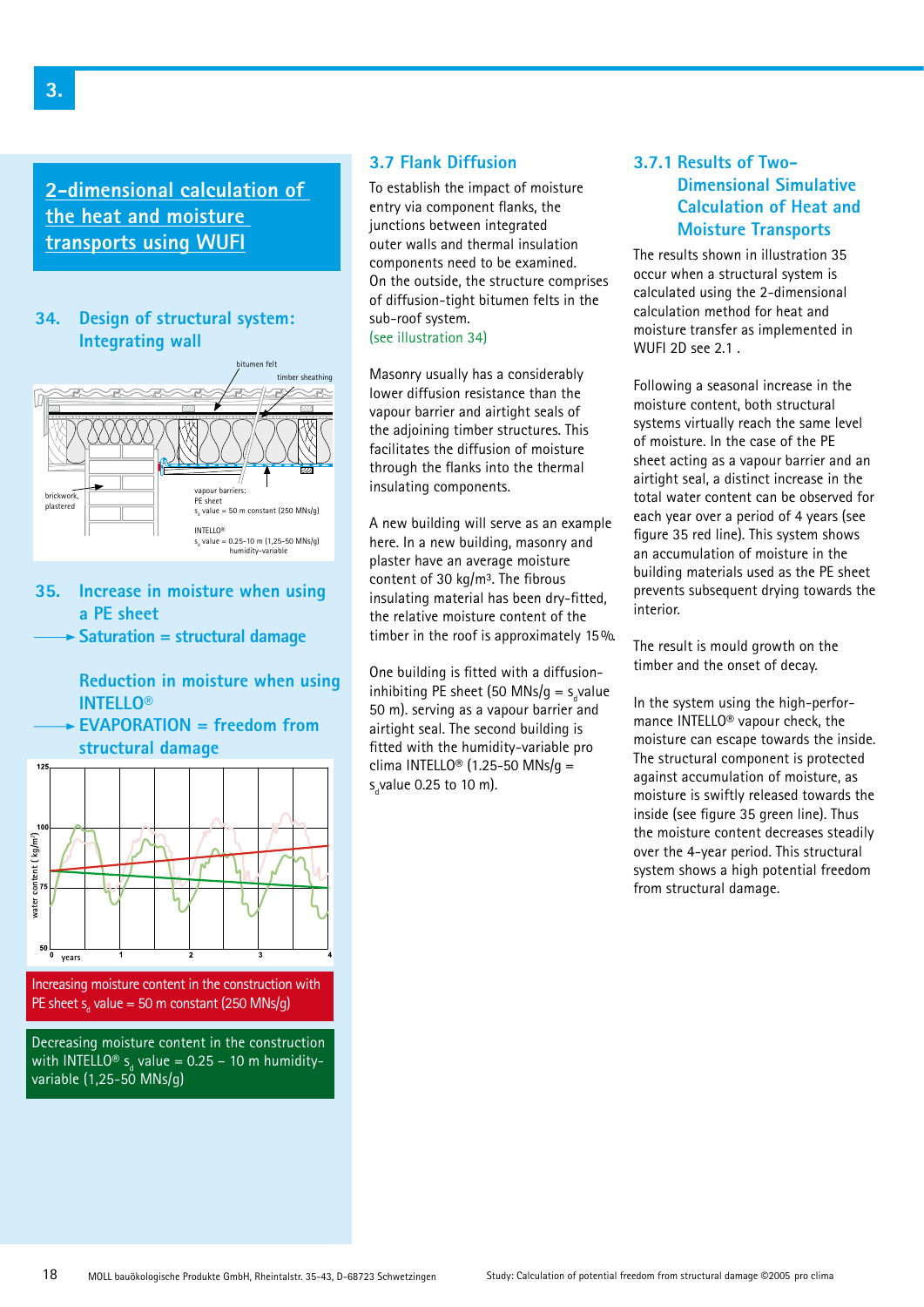## 2-dimensional calculation of the heat and moisture transports using WUFI

### 34. Design of structural system: Integrating wall

bitumen felt

timber sheathing

brickwork, plastered

vapour barriers:
PE sheet
$s_d$ value = 50 m constant (250 MNs/g)

INTELLO®
$s_d$ value = 0.25-10 m (1,25-50 MNs/g)
humidity-variable

### 35. Increase in moisture when using a PE sheet

→ Saturation = structural damage

Reduction in moisture when using INTELLO®

→ EVAPORATION = freedom from structural damage

water content (kg/m³)

125, 100, 75, 50

0 years 1 2 3 4

Increasing moisture content in the construction with PE sheet $s_d$ value = 50 m constant (250 MNs/g)

Decreasing moisture content in the construction with INTELLO® $s_d$ value = 0.25 – 10 m humidity-variable (1,25-50 MNs/g)

## 3.7 Flank Diffusion

To establish the impact of moisture entry via component flanks, the junctions between integrated outer walls and thermal insulation components need to be examined. On the outside, the structure comprises of diffusion-tight bitumen felts in the sub-roof system.
(see illustration 34)

Masonry usually has a considerably lower diffusion resistance than the vapour barrier and airtight seals of the adjoining timber structures. This facilitates the diffusion of moisture through the flanks into the thermal insulating components.

A new building will serve as an example here. In a new building, masonry and plaster have an average moisture content of 30 kg/m³. The fibrous insulating material has been dry-fitted, the relative moisture content of the timber in the roof is approximately 15 %.

One building is fitted with a diffusion-inhibiting PE sheet (50 MNs/g = $s_d$value 50 m). serving as a vapour barrier and airtight seal. The second building is fitted with the humidity-variable pro clima INTELLO® (1.25-50 MNs/g = $s_d$value 0.25 to 10 m).

## 3.7.1 Results of Two-Dimensional Simulative Calculation of Heat and Moisture Transports

The results shown in illustration 35 occur when a structural system is calculated using the 2-dimensional calculation method for heat and moisture transfer as implemented in WUFI 2D see 2.1 .

Following a seasonal increase in the moisture content, both structural systems virtually reach the same level of moisture. In the case of the PE sheet acting as a vapour barrier and an airtight seal, a distinct increase in the total water content can be observed for each year over a period of 4 years (see figure 35 red line). This system shows an accumulation of moisture in the building materials used as the PE sheet prevents subsequent drying towards the interior.

The result is mould growth on the timber and the onset of decay.

In the system using the high-performance INTELLO® vapour check, the moisture can escape towards the inside. The structural component is protected against accumulation of moisture, as moisture is swiftly released towards the inside (see figure 35 green line). Thus the moisture content decreases steadily over the 4-year period. This structural system shows a high potential freedom from structural damage.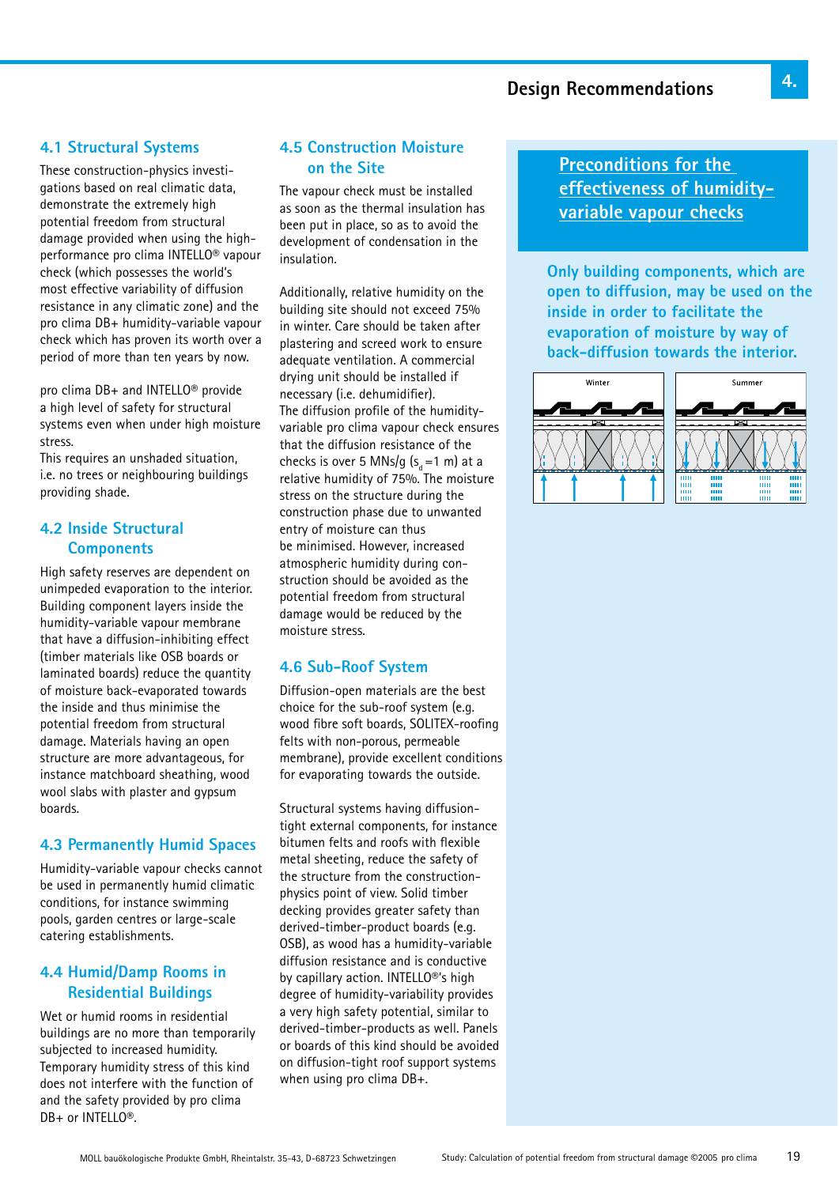# 4. Design Recommendations

## 4.1 Structural Systems

These construction-physics investigations based on real climatic data, demonstrate the extremely high potential freedom from structural damage provided when using the high-performance pro clima INTELLO® vapour check (which possesses the world's most effective variability of diffusion resistance in any climatic zone) and the pro clima DB+ humidity-variable vapour check which has proven its worth over a period of more than ten years by now.

pro clima DB+ and INTELLO® provide a high level of safety for structural systems even when under high moisture stress.
This requires an unshaded situation, i.e. no trees or neighbouring buildings providing shade.

## 4.2 Inside Structural Components

High safety reserves are dependent on unimpeded evaporation to the interior. Building component layers inside the humidity-variable vapour membrane that have a diffusion-inhibiting effect (timber materials like OSB boards or laminated boards) reduce the quantity of moisture back-evaporated towards the inside and thus minimise the potential freedom from structural damage. Materials having an open structure are more advantageous, for instance matchboard sheathing, wood wool slabs with plaster and gypsum boards.

## 4.3 Permanently Humid Spaces

Humidity-variable vapour checks cannot be used in permanently humid climatic conditions, for instance swimming pools, garden centres or large-scale catering establishments.

## 4.4 Humid/Damp Rooms in Residential Buildings

Wet or humid rooms in residential buildings are no more than temporarily subjected to increased humidity. Temporary humidity stress of this kind does not interfere with the function of and the safety provided by pro clima DB+ or INTELLO®.

## 4.5 Construction Moisture on the Site

The vapour check must be installed as soon as the thermal insulation has been put in place, so as to avoid the development of condensation in the insulation.

Additionally, relative humidity on the building site should not exceed 75% in winter. Care should be taken after plastering and screed work to ensure adequate ventilation. A commercial drying unit should be installed if necessary (i.e. dehumidifier).
The diffusion profile of the humidity-variable pro clima vapour check ensures that the diffusion resistance of the checks is over 5 MNs/g ($s_d$ =1 m) at a relative humidity of 75%. The moisture stress on the structure during the construction phase due to unwanted entry of moisture can thus be minimised. However, increased atmospheric humidity during construction should be avoided as the potential freedom from structural damage would be reduced by the moisture stress.

## 4.6 Sub-Roof System

Diffusion-open materials are the best choice for the sub-roof system (e.g. wood fibre soft boards, SOLITEX-roofing felts with non-porous, permeable membrane), provide excellent conditions for evaporating towards the outside.

Structural systems having diffusion-tight external components, for instance bitumen felts and roofs with flexible metal sheeting, reduce the safety of the structure from the construction-physics point of view. Solid timber decking provides greater safety than derived-timber-product boards (e.g. OSB), as wood has a humidity-variable diffusion resistance and is conductive by capillary action. INTELLO®'s high degree of humidity-variability provides a very high safety potential, similar to derived-timber-products as well. Panels or boards of this kind should be avoided on diffusion-tight roof support systems when using pro clima DB+.

## Preconditions for the effectiveness of humidity-variable vapour checks

**Only building components, which are open to diffusion, may be used on the inside in order to facilitate the evaporation of moisture by way of back-diffusion towards the interior.**

Winter | Summer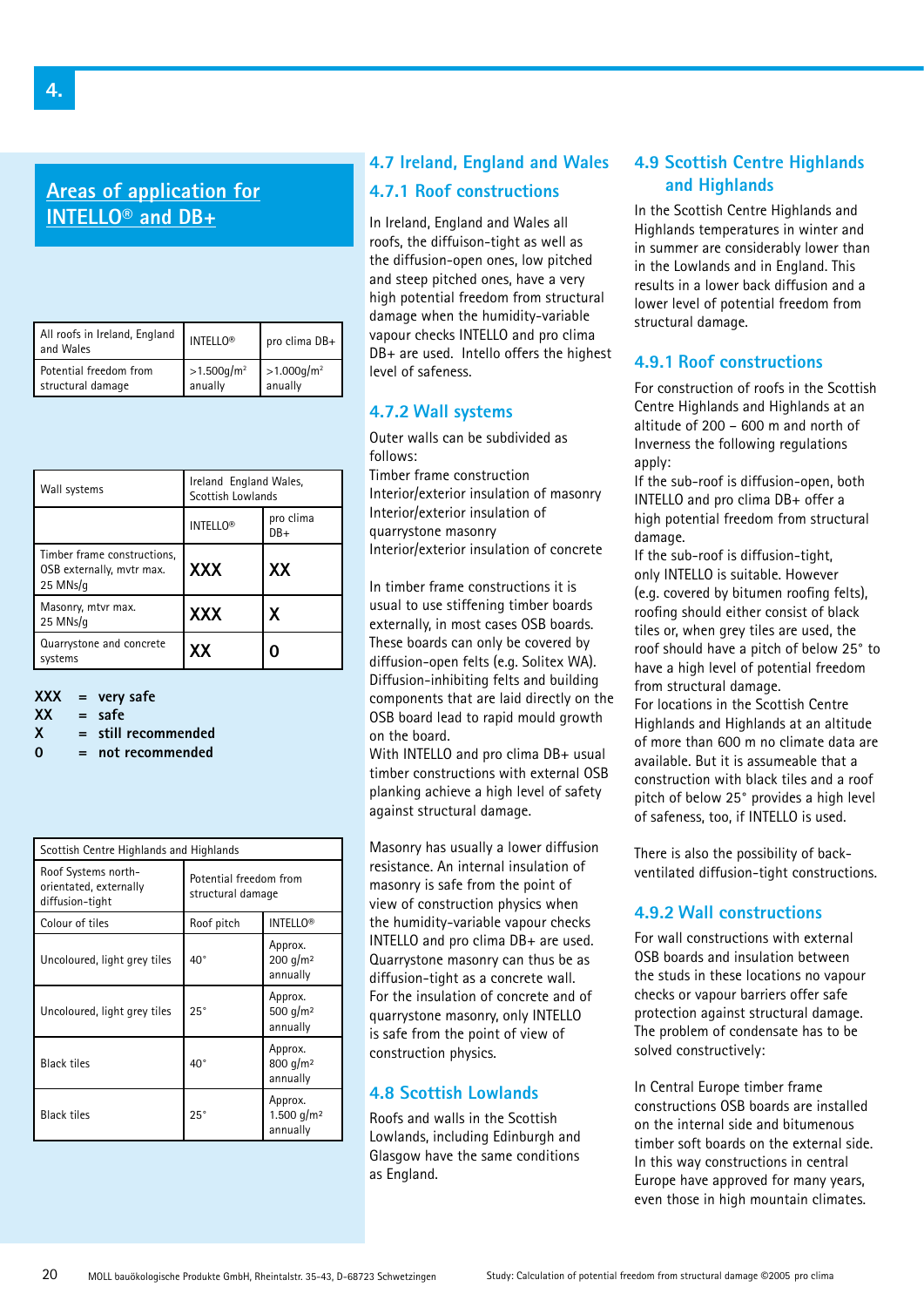# 4.

## Areas of application for INTELLO® and DB+

| All roofs in Ireland, England and Wales | INTELLO® | pro clima DB+ |
|---|---|---|
| Potential freedom from structural damage | >1.500g/m² anually | >1.000g/m² anually |

| Wall systems | Ireland England Wales, Scottish Lowlands | |
|---|---|---|
| | INTELLO® | pro clima DB+ |
| Timber frame constructions, OSB externally, mvtr max. 25 MNs/g | **XXX** | **XX** |
| Masonry, mtvr max. 25 MNs/g | **XXX** | **X** |
| Quarrystone and concrete systems | **XX** | **0** |

**XXX = very safe**
**XX = safe**
**X = still recommended**
**0 = not recommended**

| Scottish Centre Highlands and Highlands | | |
|---|---|---|
| Roof Systems north-orientated, externally diffusion-tight | Potential freedom from structural damage | |
| Colour of tiles | Roof pitch | INTELLO® |
| Uncoloured, light grey tiles | 40° | Approx. 200 g/m² annually |
| Uncoloured, light grey tiles | 25° | Approx. 500 g/m² annually |
| Black tiles | 40° | Approx. 800 g/m² annually |
| Black tiles | 25° | Approx. 1.500 g/m² annually |

## 4.7 Ireland, England and Wales

### 4.7.1 Roof constructions

In Ireland, England and Wales all roofs, the diffuison-tight as well as the diffusion-open ones, low pitched and steep pitched ones, have a very high potential freedom from structural damage when the humidity-variable vapour checks INTELLO and pro clima DB+ are used. Intello offers the highest level of safeness.

### 4.7.2 Wall systems

Outer walls can be subdivided as follows:
Timber frame construction
Interior/exterior insulation of masonry
Interior/exterior insulation of quarrystone masonry
Interior/exterior insulation of concrete

In timber frame constructions it is usual to use stiffening timber boards externally, in most cases OSB boards. These boards can only be covered by diffusion-open felts (e.g. Solitex WA). Diffusion-inhibiting felts and building components that are laid directly on the OSB board lead to rapid mould growth on the board.
With INTELLO and pro clima DB+ usual timber constructions with external OSB planking achieve a high level of safety against structural damage.

Masonry has usually a lower diffusion resistance. An internal insulation of masonry is safe from the point of view of construction physics when the humidity-variable vapour checks INTELLO and pro clima DB+ are used. Quarrystone masonry can thus be as diffusion-tight as a concrete wall. For the insulation of concrete and of quarrystone masonry, only INTELLO is safe from the point of view of construction physics.

## 4.8 Scottish Lowlands

Roofs and walls in the Scottish Lowlands, including Edinburgh and Glasgow have the same conditions as England.

## 4.9 Scottish Centre Highlands and Highlands

In the Scottish Centre Highlands and Highlands temperatures in winter and in summer are considerably lower than in the Lowlands and in England. This results in a lower back diffusion and a lower level of potential freedom from structural damage.

### 4.9.1 Roof constructions

For construction of roofs in the Scottish Centre Highlands and Highlands at an altitude of 200 – 600 m and north of Inverness the following regulations apply:
If the sub-roof is diffusion-open, both INTELLO and pro clima DB+ offer a high potential freedom from structural damage.
If the sub-roof is diffusion-tight, only INTELLO is suitable. However (e.g. covered by bitumen roofing felts), roofing should either consist of black tiles or, when grey tiles are used, the roof should have a pitch of below 25° to have a high level of potential freedom from structural damage.
For locations in the Scottish Centre Highlands and Highlands at an altitude of more than 600 m no climate data are available. But it is assumeable that a construction with black tiles and a roof pitch of below 25° provides a high level of safeness, too, if INTELLO is used.

There is also the possibility of back-ventilated diffusion-tight constructions.

### 4.9.2 Wall constructions

For wall constructions with external OSB boards and insulation between the studs in these locations no vapour checks or vapour barriers offer safe protection against structural damage. The problem of condensate has to be solved constructively:

In Central Europe timber frame constructions OSB boards are installed on the internal side and bitumenous timber soft boards on the external side. In this way constructions in central Europe have approved for many years, even those in high mountain climates.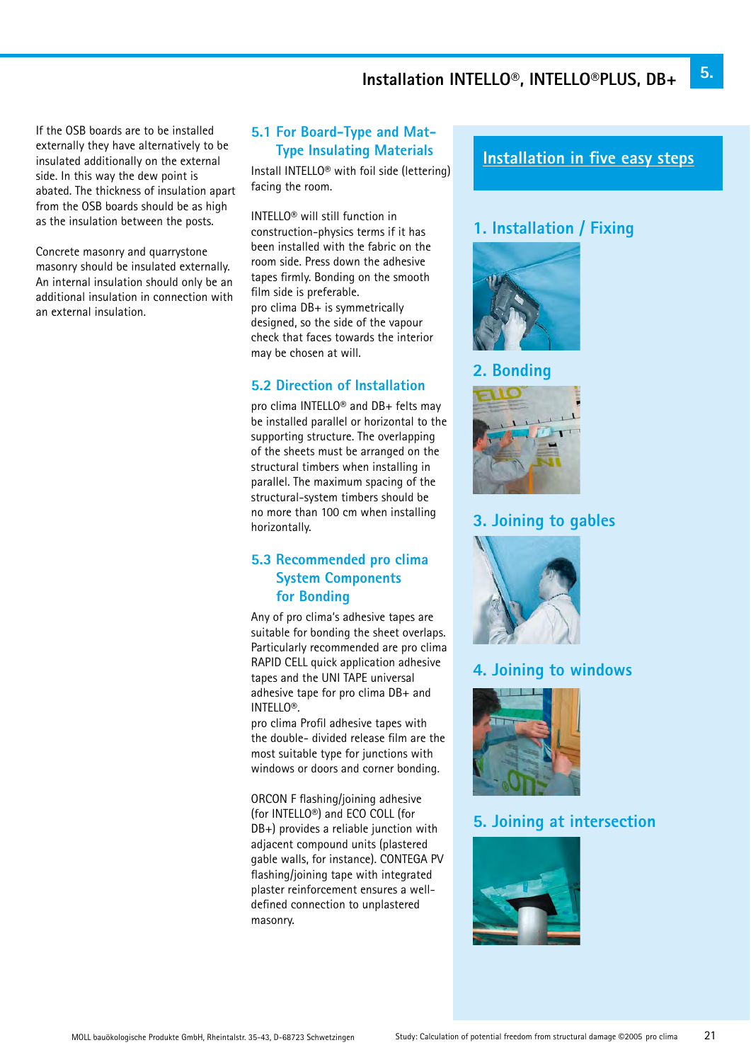# Installation INTELLO®, INTELLO®PLUS, DB+

If the OSB boards are to be installed externally they have alternatively to be insulated additionally on the external side. In this way the dew point is abated. The thickness of insulation apart from the OSB boards should be as high as the insulation between the posts.

Concrete masonry and quarrystone masonry should be insulated externally. An internal insulation should only be an additional insulation in connection with an external insulation.

## 5.1 For Board-Type and Mat-Type Insulating Materials

Install INTELLO® with foil side (lettering) facing the room.

INTELLO® will still function in construction-physics terms if it has been installed with the fabric on the room side. Press down the adhesive tapes firmly. Bonding on the smooth film side is preferable.
pro clima DB+ is symmetrically designed, so the side of the vapour check that faces towards the interior may be chosen at will.

## 5.2 Direction of Installation

pro clima INTELLO® and DB+ felts may be installed parallel or horizontal to the supporting structure. The overlapping of the sheets must be arranged on the structural timbers when installing in parallel. The maximum spacing of the structural-system timbers should be no more than 100 cm when installing horizontally.

## 5.3 Recommended pro clima System Components for Bonding

Any of pro clima's adhesive tapes are suitable for bonding the sheet overlaps. Particularly recommended are pro clima RAPID CELL quick application adhesive tapes and the UNI TAPE universal adhesive tape for pro clima DB+ and INTELLO®.
pro clima Profil adhesive tapes with the double- divided release film are the most suitable type for junctions with windows or doors and corner bonding.

ORCON F flashing/joining adhesive (for INTELLO®) and ECO COLL (for DB+) provides a reliable junction with adjacent compound units (plastered gable walls, for instance). CONTEGA PV flashing/joining tape with integrated plaster reinforcement ensures a well-defined connection to unplastered masonry.

## Installation in five easy steps

### 1. Installation / Fixing

### 2. Bonding

### 3. Joining to gables

### 4. Joining to windows

### 5. Joining at intersection

MOLL bauökologische Produkte GmbH, Rheintalstr. 35-43, D-68723 Schwetzingen

Study: Calculation of potential freedom from structural damage ©2005 pro clima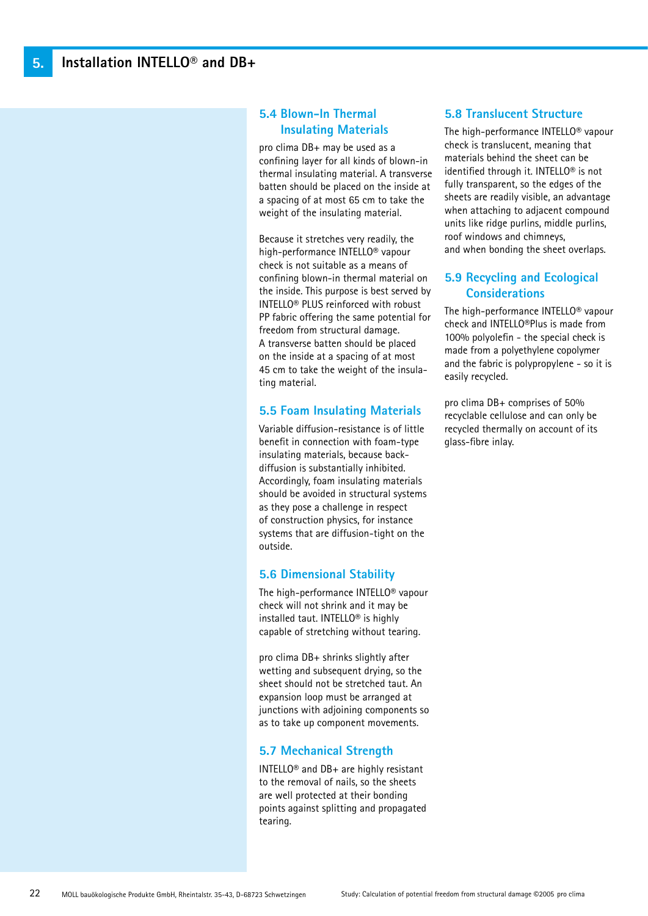## 5. Installation INTELLO® and DB+

### 5.4 Blown-In Thermal Insulating Materials

pro clima DB+ may be used as a confining layer for all kinds of blown-in thermal insulating material. A transverse batten should be placed on the inside at a spacing of at most 65 cm to take the weight of the insulating material.

Because it stretches very readily, the high-performance INTELLO® vapour check is not suitable as a means of confining blown-in thermal material on the inside. This purpose is best served by INTELLO® PLUS reinforced with robust PP fabric offering the same potential for freedom from structural damage. A transverse batten should be placed on the inside at a spacing of at most 45 cm to take the weight of the insulating material.

### 5.5 Foam Insulating Materials

Variable diffusion-resistance is of little benefit in connection with foam-type insulating materials, because back-diffusion is substantially inhibited. Accordingly, foam insulating materials should be avoided in structural systems as they pose a challenge in respect of construction physics, for instance systems that are diffusion-tight on the outside.

### 5.6 Dimensional Stability

The high-performance INTELLO® vapour check will not shrink and it may be installed taut. INTELLO® is highly capable of stretching without tearing.

pro clima DB+ shrinks slightly after wetting and subsequent drying, so the sheet should not be stretched taut. An expansion loop must be arranged at junctions with adjoining components so as to take up component movements.

### 5.7 Mechanical Strength

INTELLO® and DB+ are highly resistant to the removal of nails, so the sheets are well protected at their bonding points against splitting and propagated tearing.

### 5.8 Translucent Structure

The high-performance INTELLO® vapour check is translucent, meaning that materials behind the sheet can be identified through it. INTELLO® is not fully transparent, so the edges of the sheets are readily visible, an advantage when attaching to adjacent compound units like ridge purlins, middle purlins, roof windows and chimneys, and when bonding the sheet overlaps.

### 5.9 Recycling and Ecological Considerations

The high-performance INTELLO® vapour check and INTELLO®Plus is made from 100% polyolefin - the special check is made from a polyethylene copolymer and the fabric is polypropylene - so it is easily recycled.

pro clima DB+ comprises of 50% recyclable cellulose and can only be recycled thermally on account of its glass-fibre inlay.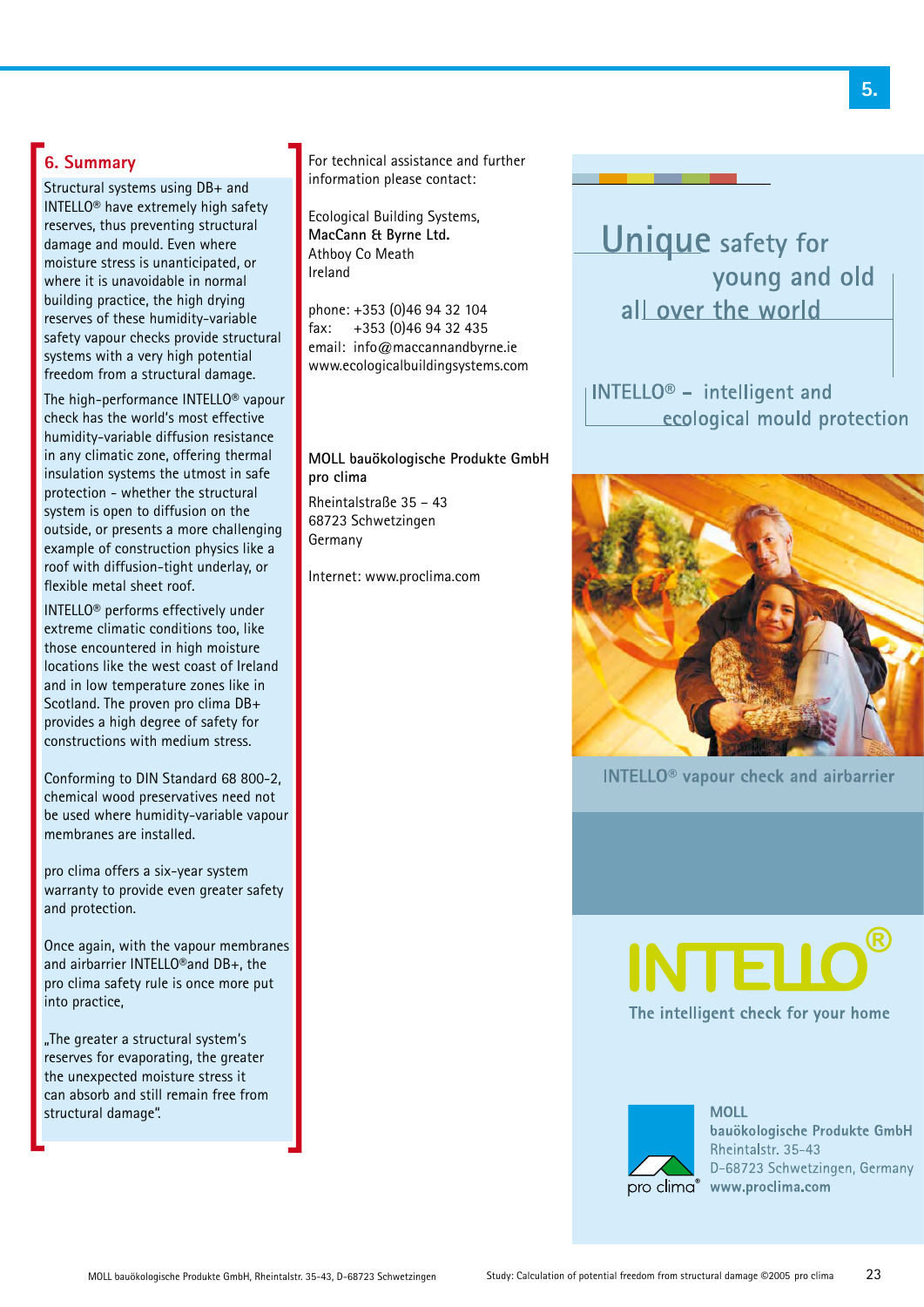## 6. Summary

Structural systems using DB+ and INTELLO® have extremely high safety reserves, thus preventing structural damage and mould. Even where moisture stress is unanticipated, or where it is unavoidable in normal building practice, the high drying reserves of these humidity-variable safety vapour checks provide structural systems with a very high potential freedom from a structural damage.

The high-performance INTELLO® vapour check has the world's most effective humidity-variable diffusion resistance in any climatic zone, offering thermal insulation systems the utmost in safe protection - whether the structural system is open to diffusion on the outside, or presents a more challenging example of construction physics like a roof with diffusion-tight underlay, or flexible metal sheet roof.

INTELLO® performs effectively under extreme climatic conditions too, like those encountered in high moisture locations like the west coast of Ireland and in low temperature zones like in Scotland. The proven pro clima DB+ provides a high degree of safety for constructions with medium stress.

Conforming to DIN Standard 68 800-2, chemical wood preservatives need not be used where humidity-variable vapour membranes are installed.

pro clima offers a six-year system warranty to provide even greater safety and protection.

Once again, with the vapour membranes and airbarrier INTELLO®and DB+, the pro clima safety rule is once more put into practice,

„The greater a structural system's reserves for evaporating, the greater the unexpected moisture stress it can absorb and still remain free from structural damage".

For technical assistance and further information please contact:

Ecological Building Systems,
**MacCann & Byrne Ltd.**
Athboy Co Meath
Ireland

phone: +353 (0)46 94 32 104
fax: +353 (0)46 94 32 435
email: info@maccannandbyrne.ie
www.ecologicalbuildingsystems.com

**MOLL bauökologische Produkte GmbH**
**pro clima**
Rheintalstraße 35 – 43
68723 Schwetzingen
Germany

Internet: www.proclima.com

Unique safety for young and old all over the world

INTELLO® – intelligent and ecological mould protection

INTELLO® vapour check and airbarrier

INTELLO®

The intelligent check for your home

pro clima®

**MOLL**
**bauökologische Produkte GmbH**
Rheintalstr. 35-43
D-68723 Schwetzingen, Germany
**www.proclima.com**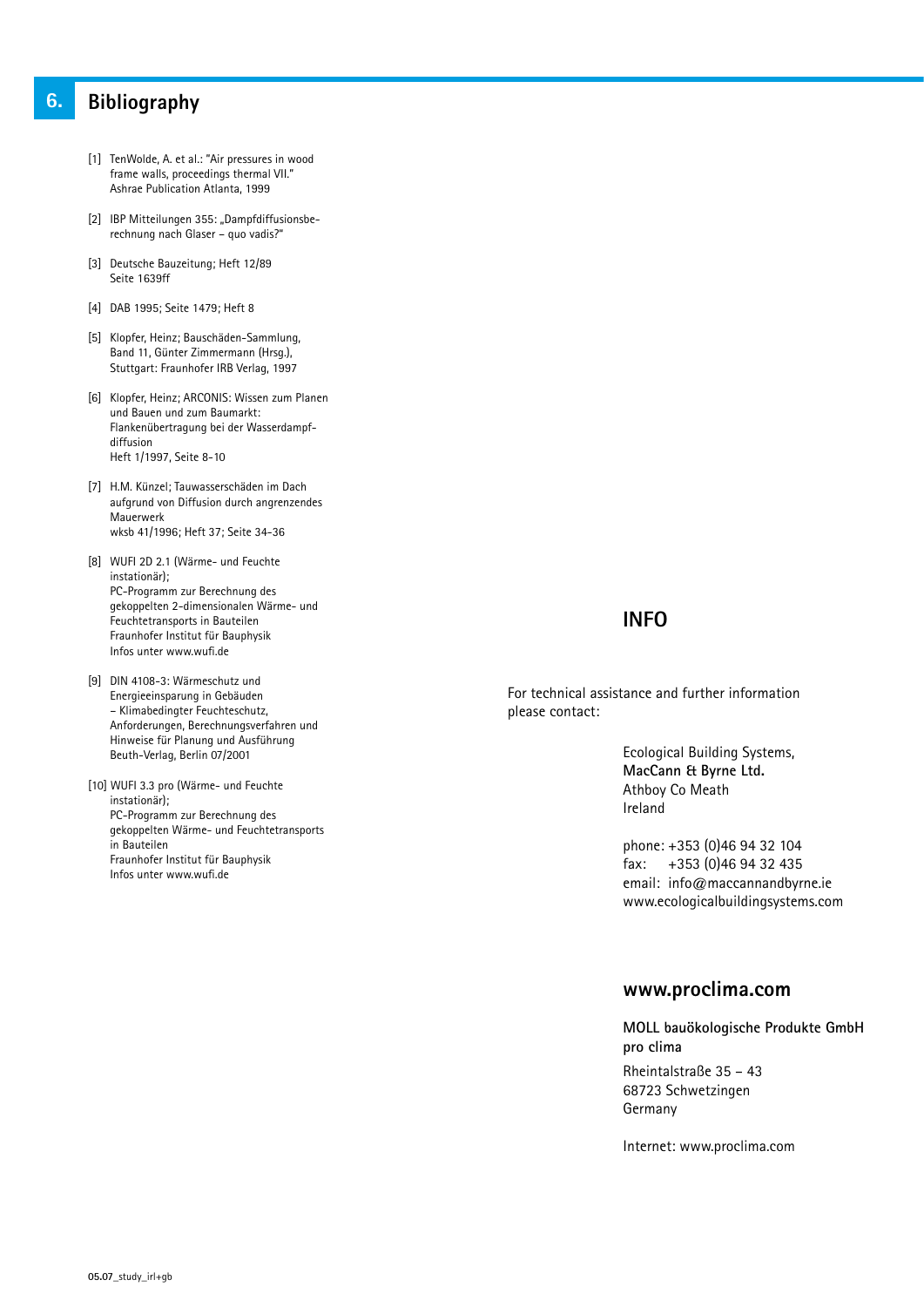# 6. Bibliography

[1] TenWolde, A. et al.: "Air pressures in wood frame walls, proceedings thermal VII." Ashrae Publication Atlanta, 1999

[2] IBP Mitteilungen 355: „Dampfdiffusionsberechnung nach Glaser – quo vadis?"

[3] Deutsche Bauzeitung; Heft 12/89 Seite 1639ff

[4] DAB 1995; Seite 1479; Heft 8

[5] Klopfer, Heinz; Bauschäden-Sammlung, Band 11, Günter Zimmermann (Hrsg.), Stuttgart: Fraunhofer IRB Verlag, 1997

[6] Klopfer, Heinz; ARCONIS: Wissen zum Planen und Bauen und zum Baumarkt: Flankenübertragung bei der Wasserdampfdiffusion
Heft 1/1997, Seite 8-10

[7] H.M. Künzel; Tauwasserschäden im Dach aufgrund von Diffusion durch angrenzendes Mauerwerk
wksb 41/1996; Heft 37; Seite 34-36

[8] WUFI 2D 2.1 (Wärme- und Feuchte instationär);
PC-Programm zur Berechnung des gekoppelten 2-dimensionalen Wärme- und Feuchtetransports in Bauteilen
Fraunhofer Institut für Bauphysik
Infos unter www.wufi.de

[9] DIN 4108-3: Wärmeschutz und Energieeinsparung in Gebäuden – Klimabedingter Feuchteschutz, Anforderungen, Berechnungsverfahren und Hinweise für Planung und Ausführung
Beuth-Verlag, Berlin 07/2001

[10] WUFI 3.3 pro (Wärme- und Feuchte instationär);
PC-Programm zur Berechnung des gekoppelten Wärme- und Feuchtetransports in Bauteilen
Fraunhofer Institut für Bauphysik
Infos unter www.wufi.de

## INFO

For technical assistance and further information please contact:

Ecological Building Systems,
**MacCann & Byrne Ltd.**
Athboy Co Meath
Ireland

phone: +353 (0)46 94 32 104
fax: +353 (0)46 94 32 435
email: info@maccannandbyrne.ie
www.ecologicalbuildingsystems.com

## www.proclima.com

**MOLL bauökologische Produkte GmbH**
**pro clima**

Rheintalstraße 35 – 43
68723 Schwetzingen
Germany

Internet: www.proclima.com

05.07_study_irl+gb